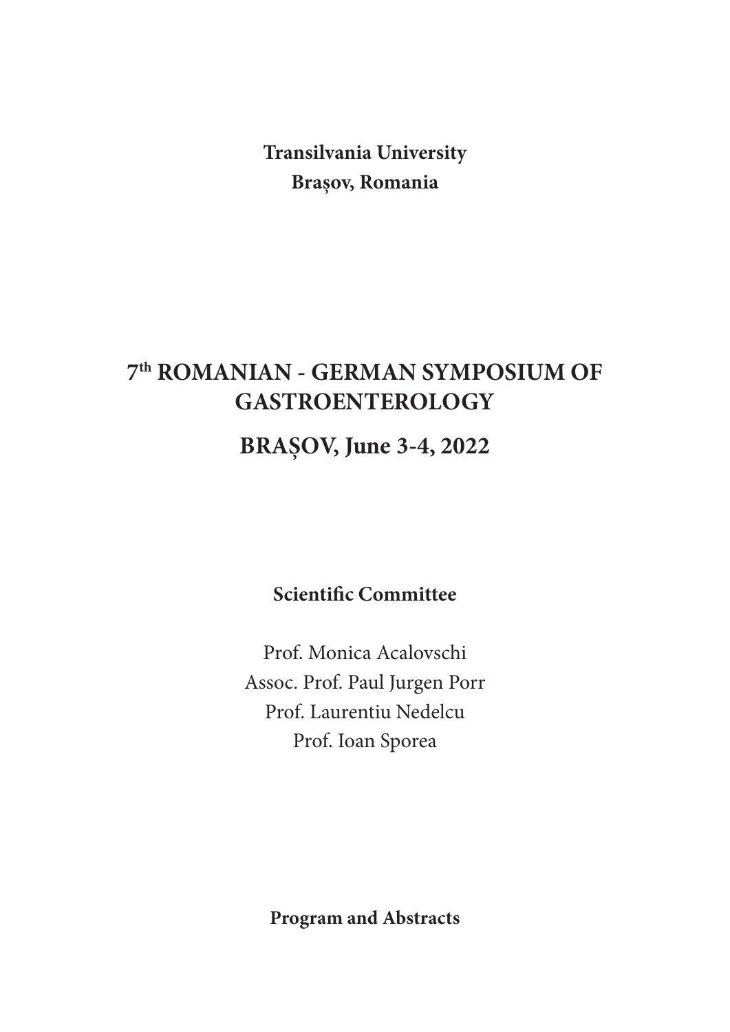**Transilvania University**
**Brașov, Romania**

# 7th ROMANIAN - GERMAN SYMPOSIUM OF GASTROENTEROLOGY

## BRAȘOV, June 3-4, 2022

**Scientific Committee**

Prof. Monica Acalovschi
Assoc. Prof. Paul Jurgen Porr
Prof. Laurentiu Nedelcu
Prof. Ioan Sporea

**Program and Abstracts**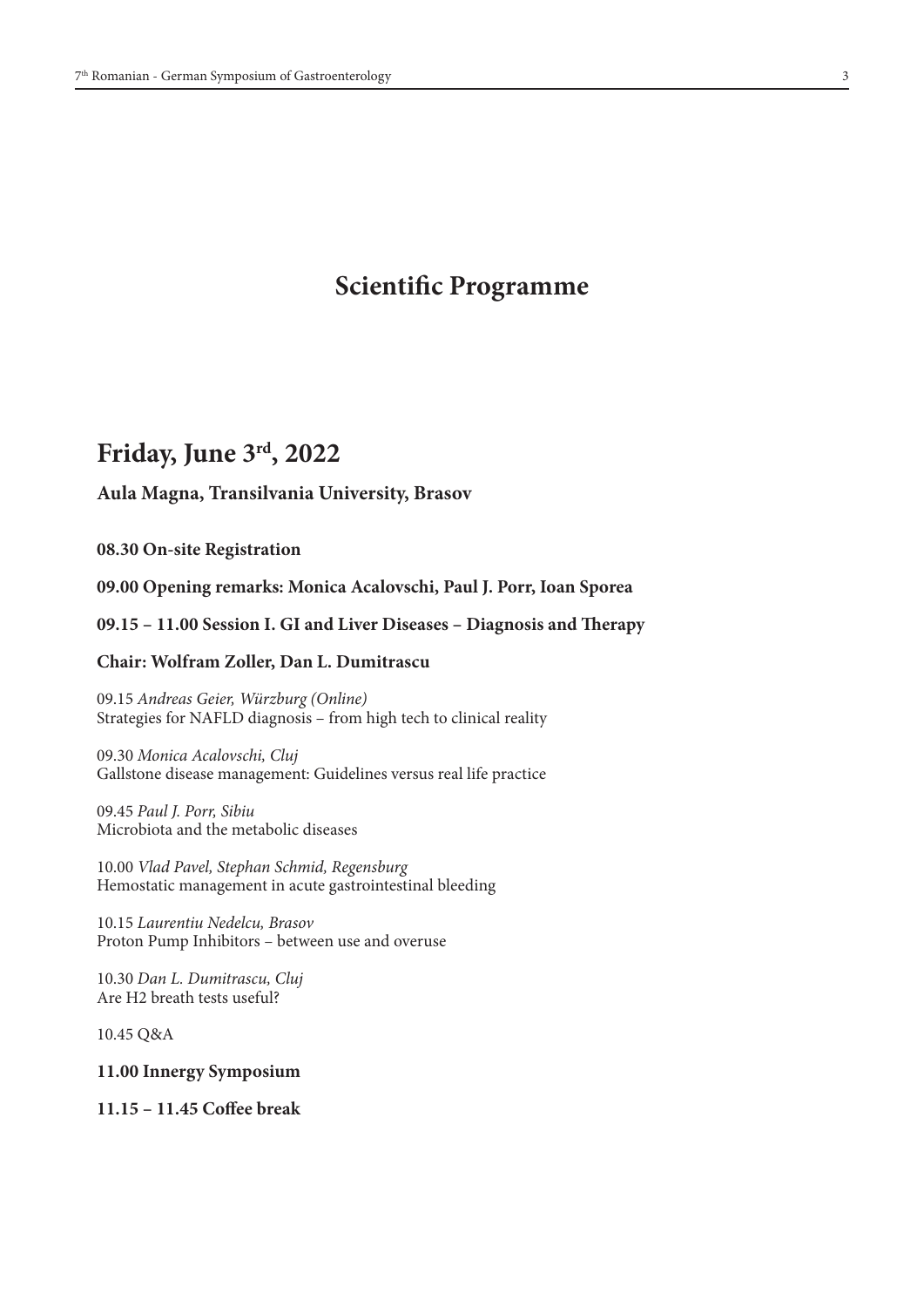# Scientific Programme

## Friday, June 3rd, 2022

**Aula Magna, Transilvania University, Brasov**

**08.30 On-site Registration**

**09.00 Opening remarks: Monica Acalovschi, Paul J. Porr, Ioan Sporea**

**09.15 – 11.00 Session I. GI and Liver Diseases – Diagnosis and Therapy**

**Chair: Wolfram Zoller, Dan L. Dumitrascu**

09.15 *Andreas Geier, Würzburg (Online)*
Strategies for NAFLD diagnosis – from high tech to clinical reality

09.30 *Monica Acalovschi, Cluj*
Gallstone disease management: Guidelines versus real life practice

09.45 *Paul J. Porr, Sibiu*
Microbiota and the metabolic diseases

10.00 *Vlad Pavel, Stephan Schmid, Regensburg*
Hemostatic management in acute gastrointestinal bleeding

10.15 *Laurentiu Nedelcu, Brasov*
Proton Pump Inhibitors – between use and overuse

10.30 *Dan L. Dumitrascu, Cluj*
Are H2 breath tests useful?

10.45 Q&A

**11.00 Innergy Symposium**

**11.15 – 11.45 Coffee break**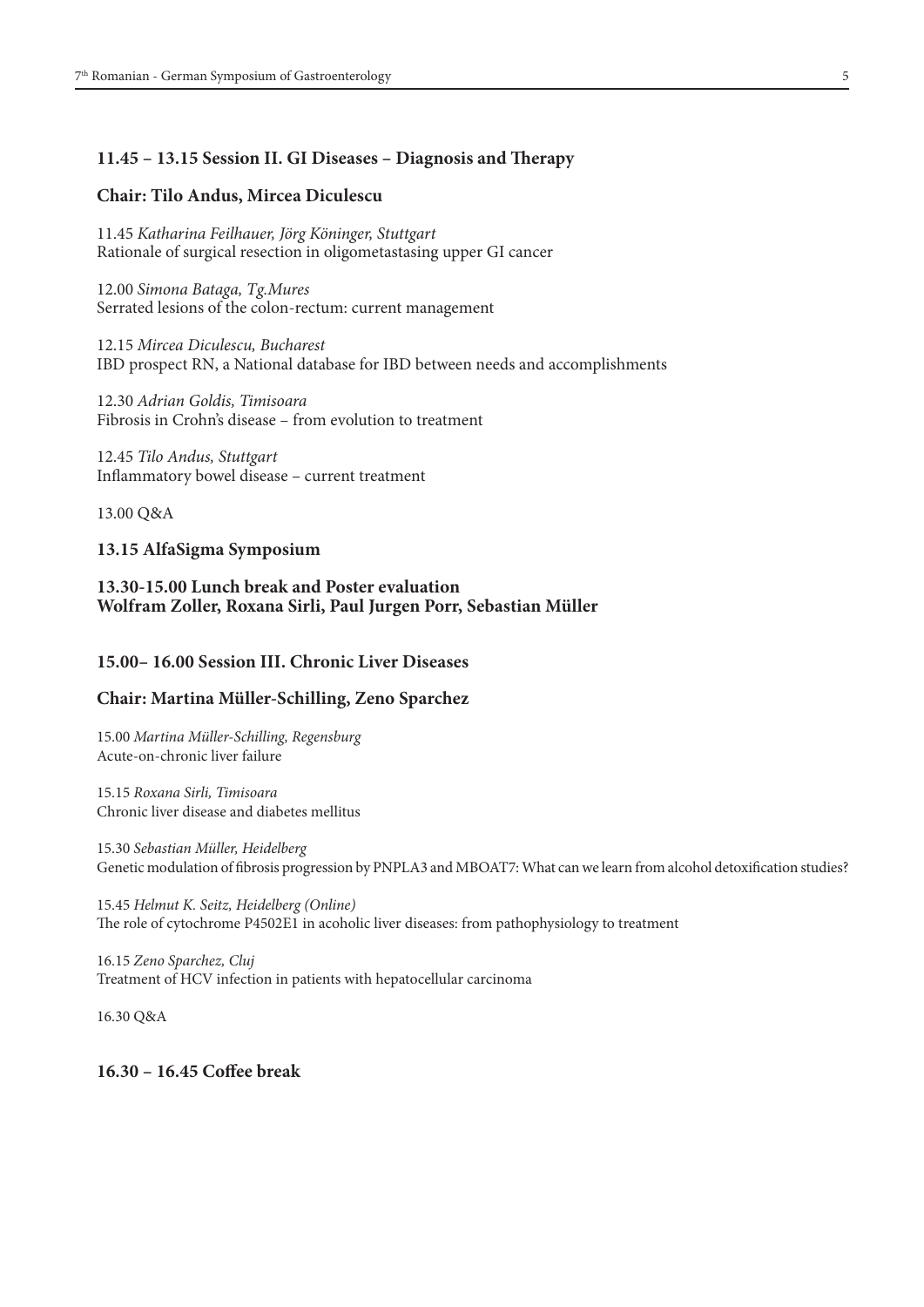### 11.45 – 13.15 Session II. GI Diseases – Diagnosis and Therapy

### Chair: Tilo Andus, Mircea Diculescu

11.45 *Katharina Feilhauer, Jörg Köninger, Stuttgart*
Rationale of surgical resection in oligometastasing upper GI cancer

12.00 *Simona Bataga, Tg.Mures*
Serrated lesions of the colon-rectum: current management

12.15 *Mircea Diculescu, Bucharest*
IBD prospect RN, a National database for IBD between needs and accomplishments

12.30 *Adrian Goldis, Timisoara*
Fibrosis in Crohn's disease – from evolution to treatment

12.45 *Tilo Andus, Stuttgart*
Inflammatory bowel disease – current treatment

13.00 Q&A

### 13.15 AlfaSigma Symposium

### 13.30-15.00 Lunch break and Poster evaluation
**Wolfram Zoller, Roxana Sirli, Paul Jurgen Porr, Sebastian Müller**

### 15.00– 16.00 Session III. Chronic Liver Diseases

### Chair: Martina Müller-Schilling, Zeno Sparchez

15.00 *Martina Müller-Schilling, Regensburg*
Acute-on-chronic liver failure

15.15 *Roxana Sirli, Timisoara*
Chronic liver disease and diabetes mellitus

15.30 *Sebastian Müller, Heidelberg*
Genetic modulation of fibrosis progression by PNPLA3 and MBOAT7: What can we learn from alcohol detoxification studies?

15.45 *Helmut K. Seitz, Heidelberg (Online)*
The role of cytochrome P4502E1 in acoholic liver diseases: from pathophysiology to treatment

16.15 *Zeno Sparchez, Cluj*
Treatment of HCV infection in patients with hepatocellular carcinoma

16.30 Q&A

### 16.30 – 16.45 Coffee break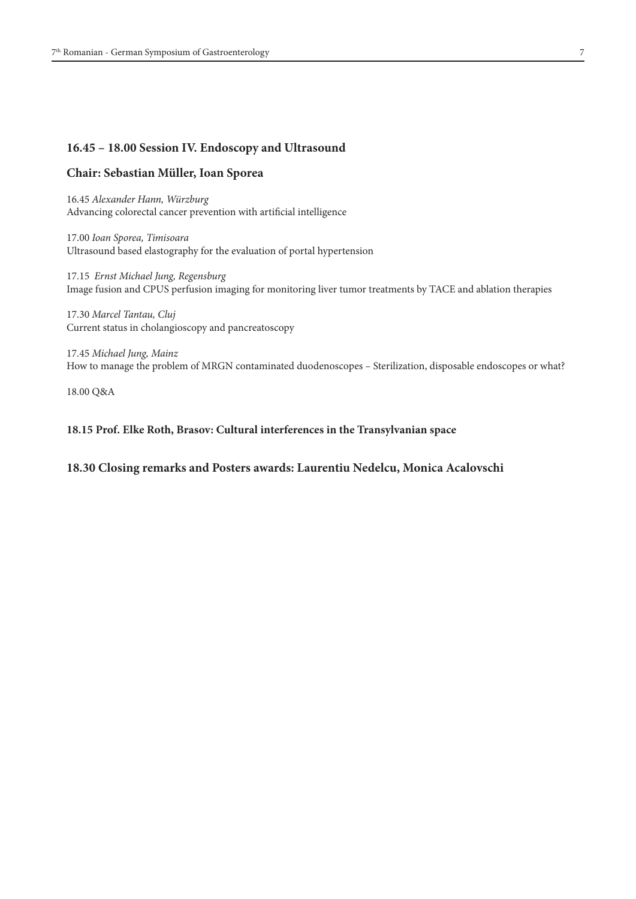### 16.45 – 18.00 Session IV. Endoscopy and Ultrasound

### Chair: Sebastian Müller, Ioan Sporea

16.45 *Alexander Hann, Würzburg*
Advancing colorectal cancer prevention with artificial intelligence

17.00 *Ioan Sporea, Timisoara*
Ultrasound based elastography for the evaluation of portal hypertension

17.15 *Ernst Michael Jung, Regensburg*
Image fusion and CPUS perfusion imaging for monitoring liver tumor treatments by TACE and ablation therapies

17.30 *Marcel Tantau, Cluj*
Current status in cholangioscopy and pancreatoscopy

17.45 *Michael Jung, Mainz*
How to manage the problem of MRGN contaminated duodenoscopes – Sterilization, disposable endoscopes or what?

18.00 Q&A

**18.15 Prof. Elke Roth, Brasov: Cultural interferences in the Transylvanian space**

### 18.30 Closing remarks and Posters awards: Laurentiu Nedelcu, Monica Acalovschi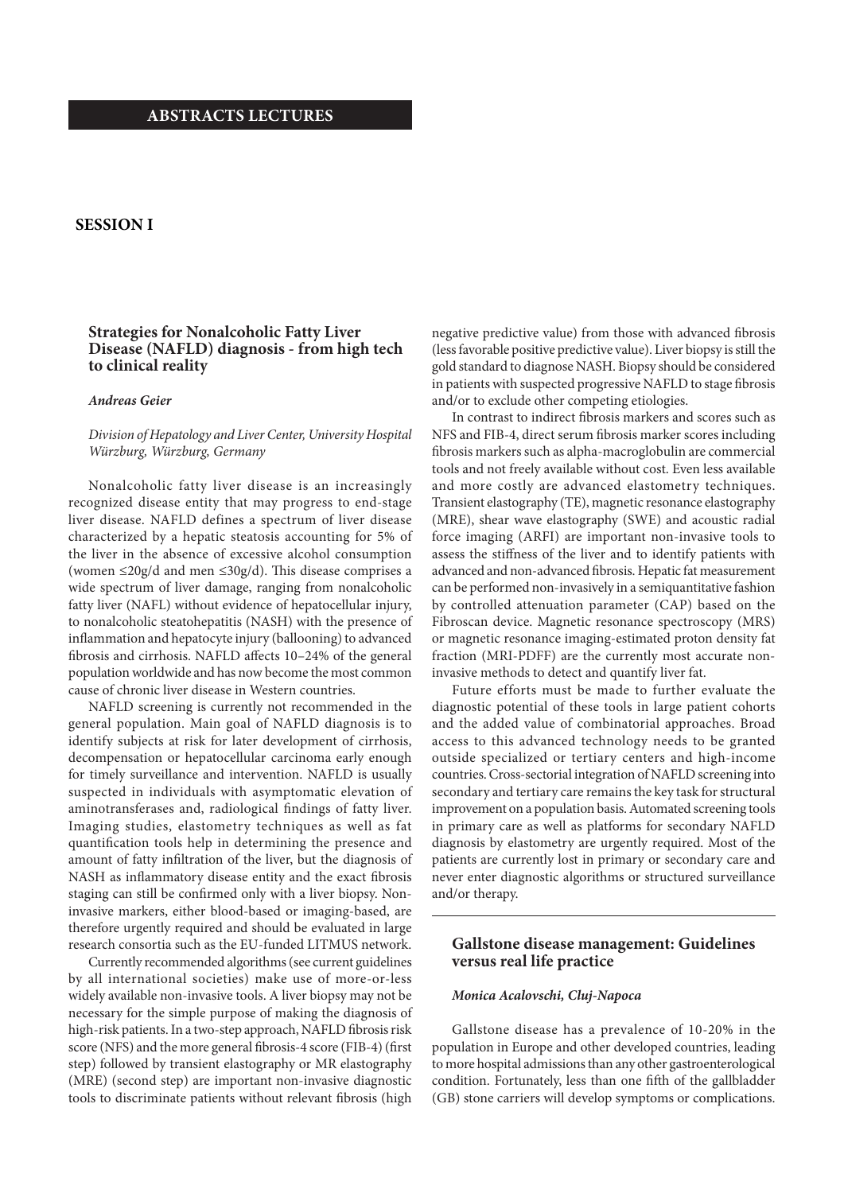# ABSTRACTS LECTURES

## SESSION I

### Strategies for Nonalcoholic Fatty Liver Disease (NAFLD) diagnosis - from high tech to clinical reality

***Andreas Geier***

*Division of Hepatology and Liver Center, University Hospital Würzburg, Würzburg, Germany*

Nonalcoholic fatty liver disease is an increasingly recognized disease entity that may progress to end-stage liver disease. NAFLD defines a spectrum of liver disease characterized by a hepatic steatosis accounting for 5% of the liver in the absence of excessive alcohol consumption (women ≤20g/d and men ≤30g/d). This disease comprises a wide spectrum of liver damage, ranging from nonalcoholic fatty liver (NAFL) without evidence of hepatocellular injury, to nonalcoholic steatohepatitis (NASH) with the presence of inflammation and hepatocyte injury (ballooning) to advanced fibrosis and cirrhosis. NAFLD affects 10–24% of the general population worldwide and has now become the most common cause of chronic liver disease in Western countries.

NAFLD screening is currently not recommended in the general population. Main goal of NAFLD diagnosis is to identify subjects at risk for later development of cirrhosis, decompensation or hepatocellular carcinoma early enough for timely surveillance and intervention. NAFLD is usually suspected in individuals with asymptomatic elevation of aminotransferases and, radiological findings of fatty liver. Imaging studies, elastometry techniques as well as fat quantification tools help in determining the presence and amount of fatty infiltration of the liver, but the diagnosis of NASH as inflammatory disease entity and the exact fibrosis staging can still be confirmed only with a liver biopsy. Non-invasive markers, either blood-based or imaging-based, are therefore urgently required and should be evaluated in large research consortia such as the EU-funded LITMUS network.

Currently recommended algorithms (see current guidelines by all international societies) make use of more-or-less widely available non-invasive tools. A liver biopsy may not be necessary for the simple purpose of making the diagnosis of high-risk patients. In a two-step approach, NAFLD fibrosis risk score (NFS) and the more general fibrosis-4 score (FIB-4) (first step) followed by transient elastography or MR elastography (MRE) (second step) are important non-invasive diagnostic tools to discriminate patients without relevant fibrosis (high negative predictive value) from those with advanced fibrosis (less favorable positive predictive value). Liver biopsy is still the gold standard to diagnose NASH. Biopsy should be considered in patients with suspected progressive NAFLD to stage fibrosis and/or to exclude other competing etiologies.

In contrast to indirect fibrosis markers and scores such as NFS and FIB-4, direct serum fibrosis marker scores including fibrosis markers such as alpha-macroglobulin are commercial tools and not freely available without cost. Even less available and more costly are advanced elastometry techniques. Transient elastography (TE), magnetic resonance elastography (MRE), shear wave elastography (SWE) and acoustic radial force imaging (ARFI) are important non-invasive tools to assess the stiffness of the liver and to identify patients with advanced and non-advanced fibrosis. Hepatic fat measurement can be performed non-invasively in a semiquantitative fashion by controlled attenuation parameter (CAP) based on the Fibroscan device. Magnetic resonance spectroscopy (MRS) or magnetic resonance imaging-estimated proton density fat fraction (MRI-PDFF) are the currently most accurate non-invasive methods to detect and quantify liver fat.

Future efforts must be made to further evaluate the diagnostic potential of these tools in large patient cohorts and the added value of combinatorial approaches. Broad access to this advanced technology needs to be granted outside specialized or tertiary centers and high-income countries. Cross-sectorial integration of NAFLD screening into secondary and tertiary care remains the key task for structural improvement on a population basis. Automated screening tools in primary care as well as platforms for secondary NAFLD diagnosis by elastometry are urgently required. Most of the patients are currently lost in primary or secondary care and never enter diagnostic algorithms or structured surveillance and/or therapy.

---

### Gallstone disease management: Guidelines versus real life practice

***Monica Acalovschi, Cluj-Napoca***

Gallstone disease has a prevalence of 10-20% in the population in Europe and other developed countries, leading to more hospital admissions than any other gastroenterological condition. Fortunately, less than one fifth of the gallbladder (GB) stone carriers will develop symptoms or complications.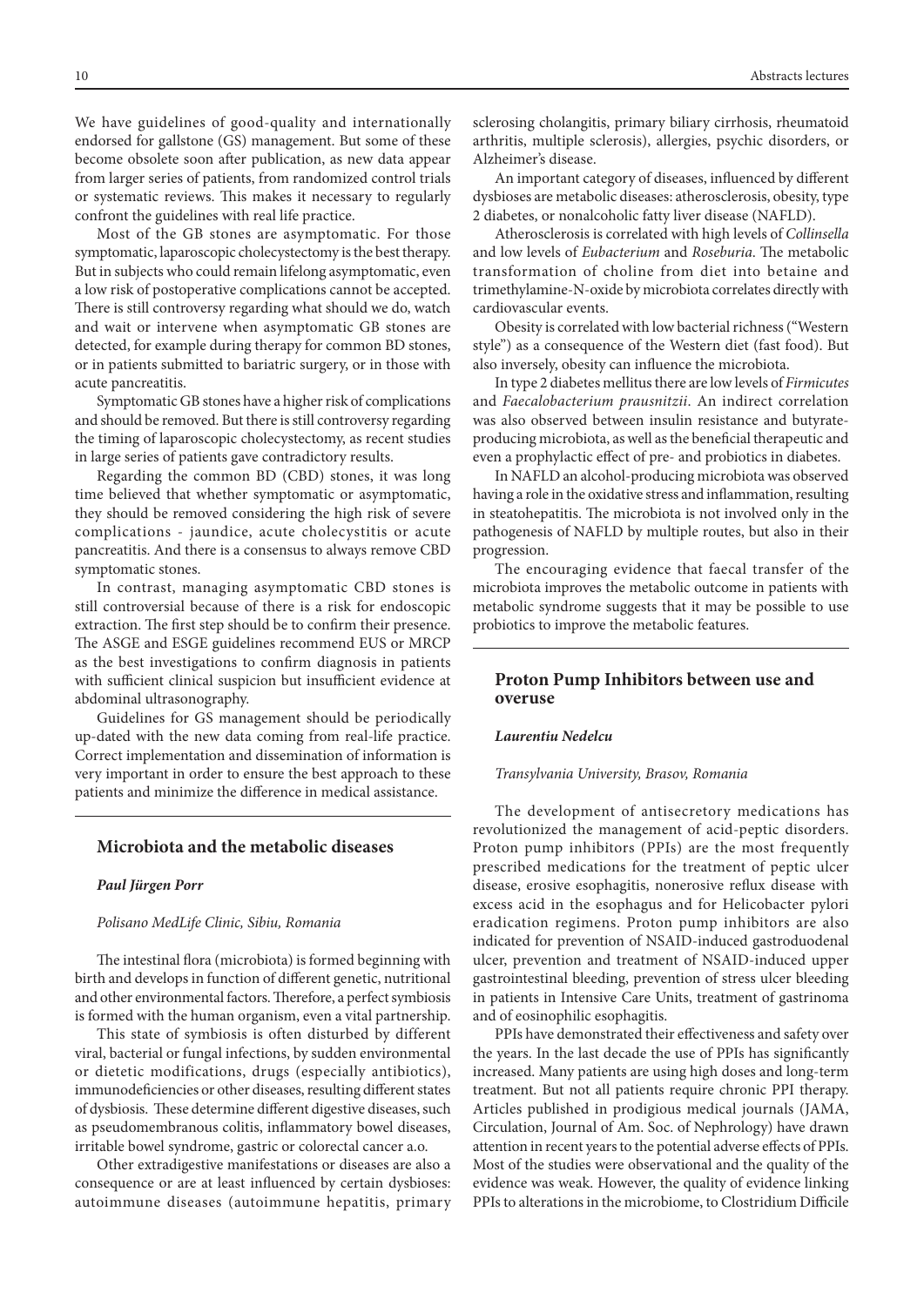We have guidelines of good-quality and internationally endorsed for gallstone (GS) management. But some of these become obsolete soon after publication, as new data appear from larger series of patients, from randomized control trials or systematic reviews. This makes it necessary to regularly confront the guidelines with real life practice.

Most of the GB stones are asymptomatic. For those symptomatic, laparoscopic cholecystectomy is the best therapy. But in subjects who could remain lifelong asymptomatic, even a low risk of postoperative complications cannot be accepted. There is still controversy regarding what should we do, watch and wait or intervene when asymptomatic GB stones are detected, for example during therapy for common BD stones, or in patients submitted to bariatric surgery, or in those with acute pancreatitis.

Symptomatic GB stones have a higher risk of complications and should be removed. But there is still controversy regarding the timing of laparoscopic cholecystectomy, as recent studies in large series of patients gave contradictory results.

Regarding the common BD (CBD) stones, it was long time believed that whether symptomatic or asymptomatic, they should be removed considering the high risk of severe complications - jaundice, acute cholecystitis or acute pancreatitis. And there is a consensus to always remove CBD symptomatic stones.

In contrast, managing asymptomatic CBD stones is still controversial because of there is a risk for endoscopic extraction. The first step should be to confirm their presence. The ASGE and ESGE guidelines recommend EUS or MRCP as the best investigations to confirm diagnosis in patients with sufficient clinical suspicion but insufficient evidence at abdominal ultrasonography.

Guidelines for GS management should be periodically up-dated with the new data coming from real-life practice. Correct implementation and dissemination of information is very important in order to ensure the best approach to these patients and minimize the difference in medical assistance.

## Microbiota and the metabolic diseases

***Paul Jürgen Porr***

*Polisano MedLife Clinic, Sibiu, Romania*

The intestinal flora (microbiota) is formed beginning with birth and develops in function of different genetic, nutritional and other environmental factors. Therefore, a perfect symbiosis is formed with the human organism, even a vital partnership.

This state of symbiosis is often disturbed by different viral, bacterial or fungal infections, by sudden environmental or dietetic modifications, drugs (especially antibiotics), immunodeficiencies or other diseases, resulting different states of dysbiosis. These determine different digestive diseases, such as pseudomembranous colitis, inflammatory bowel diseases, irritable bowel syndrome, gastric or colorectal cancer a.o.

Other extradigestive manifestations or diseases are also a consequence or are at least influenced by certain dysbioses: autoimmune diseases (autoimmune hepatitis, primary sclerosing cholangitis, primary biliary cirrhosis, rheumatoid arthritis, multiple sclerosis), allergies, psychic disorders, or Alzheimer's disease.

An important category of diseases, influenced by different dysbioses are metabolic diseases: atherosclerosis, obesity, type 2 diabetes, or nonalcoholic fatty liver disease (NAFLD).

Atherosclerosis is correlated with high levels of *Collinsella* and low levels of *Eubacterium* and *Roseburia*. The metabolic transformation of choline from diet into betaine and trimethylamine-N-oxide by microbiota correlates directly with cardiovascular events.

Obesity is correlated with low bacterial richness ("Western style") as a consequence of the Western diet (fast food). But also inversely, obesity can influence the microbiota.

In type 2 diabetes mellitus there are low levels of *Firmicutes* and *Faecalobacterium prausnitzii*. An indirect correlation was also observed between insulin resistance and butyrate-producing microbiota, as well as the beneficial therapeutic and even a prophylactic effect of pre- and probiotics in diabetes.

In NAFLD an alcohol-producing microbiota was observed having a role in the oxidative stress and inflammation, resulting in steatohepatitis. The microbiota is not involved only in the pathogenesis of NAFLD by multiple routes, but also in their progression.

The encouraging evidence that faecal transfer of the microbiota improves the metabolic outcome in patients with metabolic syndrome suggests that it may be possible to use probiotics to improve the metabolic features.

## Proton Pump Inhibitors between use and overuse

***Laurentiu Nedelcu***

*Transylvania University, Brasov, Romania*

The development of antisecretory medications has revolutionized the management of acid-peptic disorders. Proton pump inhibitors (PPIs) are the most frequently prescribed medications for the treatment of peptic ulcer disease, erosive esophagitis, nonerosive reflux disease with excess acid in the esophagus and for Helicobacter pylori eradication regimens. Proton pump inhibitors are also indicated for prevention of NSAID-induced gastroduodenal ulcer, prevention and treatment of NSAID-induced upper gastrointestinal bleeding, prevention of stress ulcer bleeding in patients in Intensive Care Units, treatment of gastrinoma and of eosinophilic esophagitis.

PPIs have demonstrated their effectiveness and safety over the years. In the last decade the use of PPIs has significantly increased. Many patients are using high doses and long-term treatment. But not all patients require chronic PPI therapy. Articles published in prodigious medical journals (JAMA, Circulation, Journal of Am. Soc. of Nephrology) have drawn attention in recent years to the potential adverse effects of PPIs. Most of the studies were observational and the quality of the evidence was weak. However, the quality of evidence linking PPIs to alterations in the microbiome, to Clostridium Difficile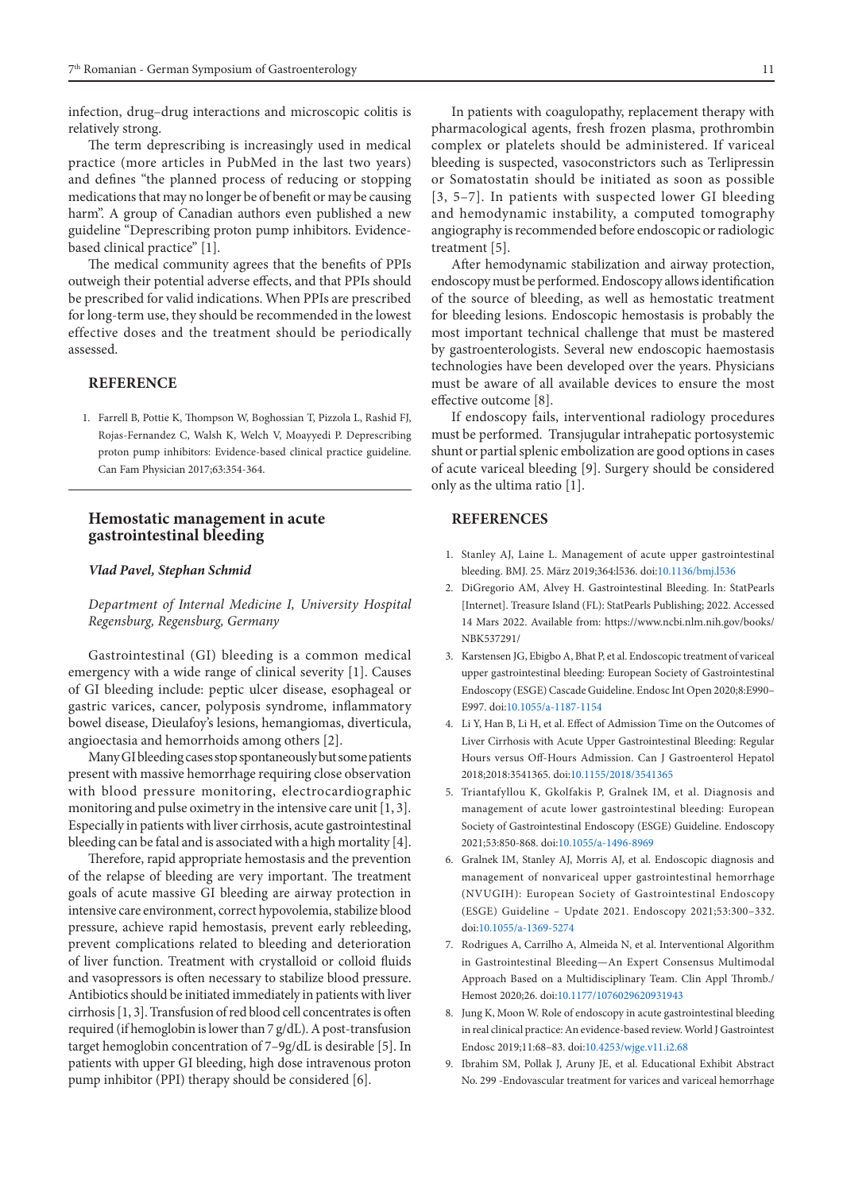infection, drug–drug interactions and microscopic colitis is relatively strong.

The term deprescribing is increasingly used in medical practice (more articles in PubMed in the last two years) and defines "the planned process of reducing or stopping medications that may no longer be of benefit or may be causing harm". A group of Canadian authors even published a new guideline "Deprescribing proton pump inhibitors. Evidence-based clinical practice" [1].

The medical community agrees that the benefits of PPIs outweigh their potential adverse effects, and that PPIs should be prescribed for valid indications. When PPIs are prescribed for long-term use, they should be recommended in the lowest effective doses and the treatment should be periodically assessed.

### REFERENCE

1. Farrell B, Pottie K, Thompson W, Boghossian T, Pizzola L, Rashid FJ, Rojas-Fernandez C, Walsh K, Welch V, Moayyedi P. Deprescribing proton pump inhibitors: Evidence-based clinical practice guideline. Can Fam Physician 2017;63:354-364.

## Hemostatic management in acute gastrointestinal bleeding

***Vlad Pavel, Stephan Schmid***

*Department of Internal Medicine I, University Hospital Regensburg, Regensburg, Germany*

Gastrointestinal (GI) bleeding is a common medical emergency with a wide range of clinical severity [1]. Causes of GI bleeding include: peptic ulcer disease, esophageal or gastric varices, cancer, polyposis syndrome, inflammatory bowel disease, Dieulafoy's lesions, hemangiomas, diverticula, angioectasia and hemorrhoids among others [2].

Many GI bleeding cases stop spontaneously but some patients present with massive hemorrhage requiring close observation with blood pressure monitoring, electrocardiographic monitoring and pulse oximetry in the intensive care unit [1, 3]. Especially in patients with liver cirrhosis, acute gastrointestinal bleeding can be fatal and is associated with a high mortality [4].

Therefore, rapid appropriate hemostasis and the prevention of the relapse of bleeding are very important. The treatment goals of acute massive GI bleeding are airway protection in intensive care environment, correct hypovolemia, stabilize blood pressure, achieve rapid hemostasis, prevent early rebleeding, prevent complications related to bleeding and deterioration of liver function. Treatment with crystalloid or colloid fluids and vasopressors is often necessary to stabilize blood pressure. Antibiotics should be initiated immediately in patients with liver cirrhosis [1, 3]. Transfusion of red blood cell concentrates is often required (if hemoglobin is lower than 7 g/dL). A post-transfusion target hemoglobin concentration of 7–9g/dL is desirable [5]. In patients with upper GI bleeding, high dose intravenous proton pump inhibitor (PPI) therapy should be considered [6].

In patients with coagulopathy, replacement therapy with pharmacological agents, fresh frozen plasma, prothrombin complex or platelets should be administered. If variceal bleeding is suspected, vasoconstrictors such as Terlipressin or Somatostatin should be initiated as soon as possible [3, 5–7]. In patients with suspected lower GI bleeding and hemodynamic instability, a computed tomography angiography is recommended before endoscopic or radiologic treatment [5].

After hemodynamic stabilization and airway protection, endoscopy must be performed. Endoscopy allows identification of the source of bleeding, as well as hemostatic treatment for bleeding lesions. Endoscopic hemostasis is probably the most important technical challenge that must be mastered by gastroenterologists. Several new endoscopic haemostasis technologies have been developed over the years. Physicians must be aware of all available devices to ensure the most effective outcome [8].

If endoscopy fails, interventional radiology procedures must be performed. Transjugular intrahepatic portosystemic shunt or partial splenic embolization are good options in cases of acute variceal bleeding [9]. Surgery should be considered only as the ultima ratio [1].

### REFERENCES

1. Stanley AJ, Laine L. Management of acute upper gastrointestinal bleeding. BMJ. 25. März 2019;364:l536. doi:10.1136/bmj.l536
2. DiGregorio AM, Alvey H. Gastrointestinal Bleeding. In: StatPearls [Internet]. Treasure Island (FL): StatPearls Publishing; 2022. Accessed 14 Mars 2022. Available from: https://www.ncbi.nlm.nih.gov/books/NBK537291/
3. Karstensen JG, Ebigbo A, Bhat P, et al. Endoscopic treatment of variceal upper gastrointestinal bleeding: European Society of Gastrointestinal Endoscopy (ESGE) Cascade Guideline. Endosc Int Open 2020;8:E990–E997. doi:10.1055/a-1187-1154
4. Li Y, Han B, Li H, et al. Effect of Admission Time on the Outcomes of Liver Cirrhosis with Acute Upper Gastrointestinal Bleeding: Regular Hours versus Off-Hours Admission. Can J Gastroenterol Hepatol 2018;2018:3541365. doi:10.1155/2018/3541365
5. Triantafyllou K, Gkolfakis P, Gralnek IM, et al. Diagnosis and management of acute lower gastrointestinal bleeding: European Society of Gastrointestinal Endoscopy (ESGE) Guideline. Endoscopy 2021;53:850-868. doi:10.1055/a-1496-8969
6. Gralnek IM, Stanley AJ, Morris AJ, et al. Endoscopic diagnosis and management of nonvariceal upper gastrointestinal hemorrhage (NVUGIH): European Society of Gastrointestinal Endoscopy (ESGE) Guideline – Update 2021. Endoscopy 2021;53:300–332. doi:10.1055/a-1369-5274
7. Rodrigues A, Carrilho A, Almeida N, et al. Interventional Algorithm in Gastrointestinal Bleeding—An Expert Consensus Multimodal Approach Based on a Multidisciplinary Team. Clin Appl Thromb./Hemost 2020;26. doi:10.1177/1076029620931943
8. Jung K, Moon W. Role of endoscopy in acute gastrointestinal bleeding in real clinical practice: An evidence-based review. World J Gastrointest Endosc 2019;11:68–83. doi:10.4253/wjge.v11.i2.68
9. Ibrahim SM, Pollak J, Aruny JE, et al. Educational Exhibit Abstract No. 299 -Endovascular treatment for varices and variceal hemorrhage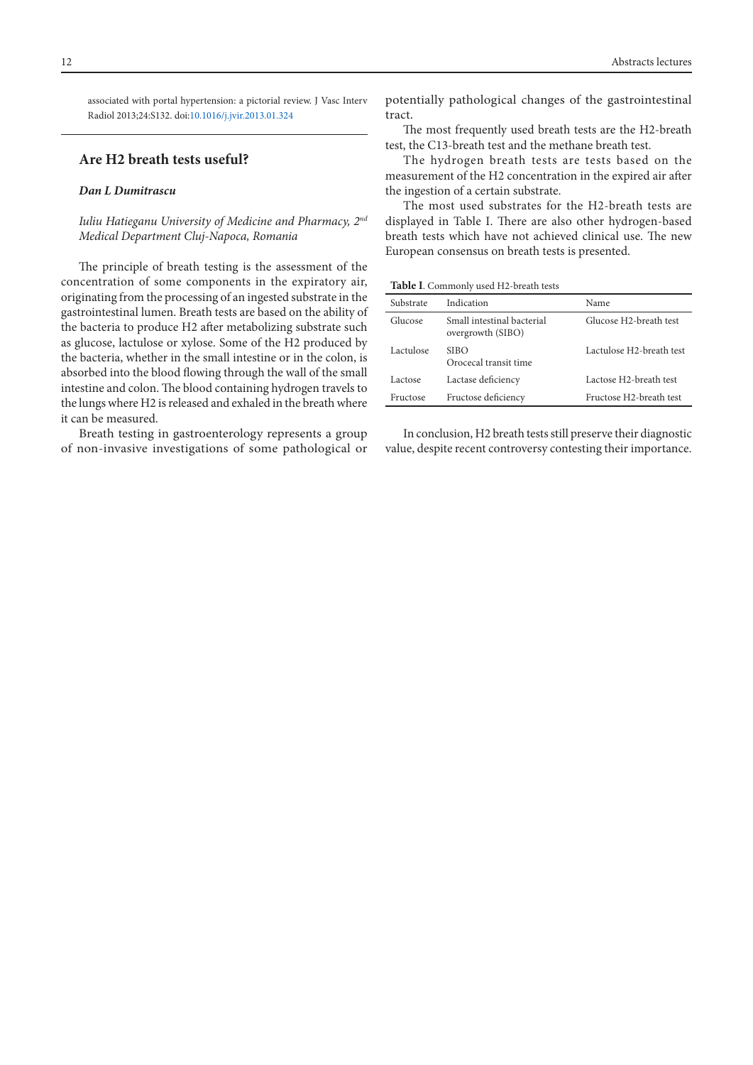associated with portal hypertension: a pictorial review. J Vasc Interv Radiol 2013;24:S132. doi:10.1016/j.jvir.2013.01.324

## Are H2 breath tests useful?

***Dan L Dumitrascu***

*Iuliu Hatieganu University of Medicine and Pharmacy, 2nd Medical Department Cluj-Napoca, Romania*

The principle of breath testing is the assessment of the concentration of some components in the expiratory air, originating from the processing of an ingested substrate in the gastrointestinal lumen. Breath tests are based on the ability of the bacteria to produce H2 after metabolizing substrate such as glucose, lactulose or xylose. Some of the H2 produced by the bacteria, whether in the small intestine or in the colon, is absorbed into the blood flowing through the wall of the small intestine and colon. The blood containing hydrogen travels to the lungs where H2 is released and exhaled in the breath where it can be measured.

Breath testing in gastroenterology represents a group of non-invasive investigations of some pathological or potentially pathological changes of the gastrointestinal tract.

The most frequently used breath tests are the H2-breath test, the C13-breath test and the methane breath test.

The hydrogen breath tests are tests based on the measurement of the H2 concentration in the expired air after the ingestion of a certain substrate.

The most used substrates for the H2-breath tests are displayed in Table I. There are also other hydrogen-based breath tests which have not achieved clinical use. The new European consensus on breath tests is presented.

**Table I**. Commonly used H2-breath tests

| Substrate | Indication | Name |
|---|---|---|
| Glucose | Small intestinal bacterial overgrowth (SIBO) | Glucose H2-breath test |
| Lactulose | SIBO<br>Orocecal transit time | Lactulose H2-breath test |
| Lactose | Lactase deficiency | Lactose H2-breath test |
| Fructose | Fructose deficiency | Fructose H2-breath test |

In conclusion, H2 breath tests still preserve their diagnostic value, despite recent controversy contesting their importance.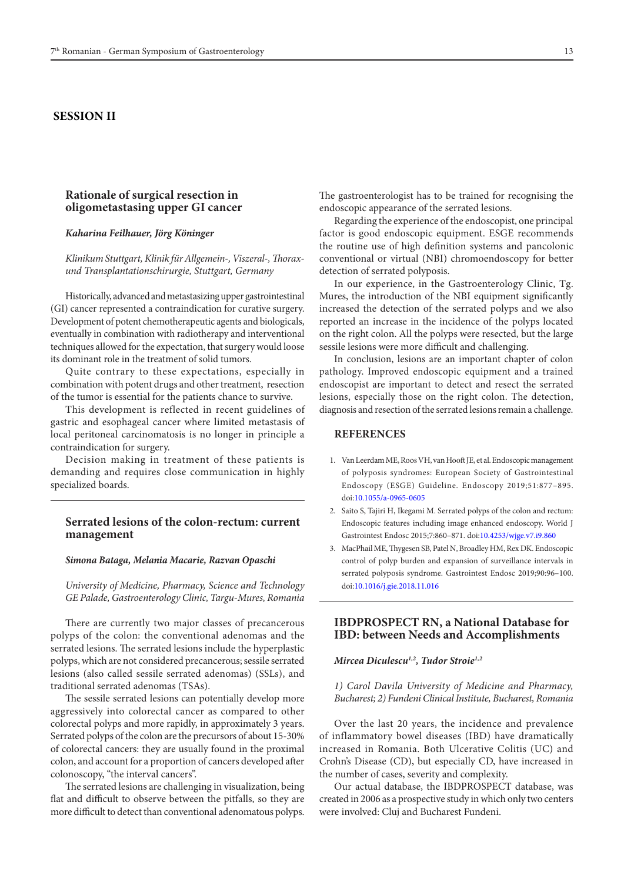## SESSION II

### Rationale of surgical resection in oligometastasing upper GI cancer

***Kaharina Feilhauer, Jörg Köninger***

*Klinikum Stuttgart, Klinik für Allgemein-, Viszeral-, Thorax- und Transplantationschirurgie, Stuttgart, Germany*

Historically, advanced and metastasizing upper gastrointestinal (GI) cancer represented a contraindication for curative surgery. Development of potent chemotherapeutic agents and biologicals, eventually in combination with radiotherapy and interventional techniques allowed for the expectation, that surgery would loose its dominant role in the treatment of solid tumors.

Quite contrary to these expectations, especially in combination with potent drugs and other treatment, resection of the tumor is essential for the patients chance to survive.

This development is reflected in recent guidelines of gastric and esophageal cancer where limited metastasis of local peritoneal carcinomatosis is no longer in principle a contraindication for surgery.

Decision making in treatment of these patients is demanding and requires close communication in highly specialized boards.

### Serrated lesions of the colon-rectum: current management

***Simona Bataga, Melania Macarie, Razvan Opaschi***

*University of Medicine, Pharmacy, Science and Technology GE Palade, Gastroenterology Clinic, Targu-Mures, Romania*

There are currently two major classes of precancerous polyps of the colon: the conventional adenomas and the serrated lesions. The serrated lesions include the hyperplastic polyps, which are not considered precancerous; sessile serrated lesions (also called sessile serrated adenomas) (SSLs), and traditional serrated adenomas (TSAs).

The sessile serrated lesions can potentially develop more aggressively into colorectal cancer as compared to other colorectal polyps and more rapidly, in approximately 3 years. Serrated polyps of the colon are the precursors of about 15-30% of colorectal cancers: they are usually found in the proximal colon, and account for a proportion of cancers developed after colonoscopy, "the interval cancers".

The serrated lesions are challenging in visualization, being flat and difficult to observe between the pitfalls, so they are more difficult to detect than conventional adenomatous polyps. The gastroenterologist has to be trained for recognising the endoscopic appearance of the serrated lesions.

Regarding the experience of the endoscopist, one principal factor is good endoscopic equipment. ESGE recommends the routine use of high definition systems and pancolonic conventional or virtual (NBI) chromoendoscopy for better detection of serrated polyposis.

In our experience, in the Gastroenterology Clinic, Tg. Mures, the introduction of the NBI equipment significantly increased the detection of the serrated polyps and we also reported an increase in the incidence of the polyps located on the right colon. All the polyps were resected, but the large sessile lesions were more difficult and challenging.

In conclusion, lesions are an important chapter of colon pathology. Improved endoscopic equipment and a trained endoscopist are important to detect and resect the serrated lesions, especially those on the right colon. The detection, diagnosis and resection of the serrated lesions remain a challenge.

#### REFERENCES

1. Van Leerdam ME, Roos VH, van Hooft JE, et al. Endoscopic management of polyposis syndromes: European Society of Gastrointestinal Endoscopy (ESGE) Guideline. Endoscopy 2019;51:877–895. doi:10.1055/a-0965-0605
2. Saito S, Tajiri H, Ikegami M. Serrated polyps of the colon and rectum: Endoscopic features including image enhanced endoscopy. World J Gastrointest Endosc 2015;7:860–871. doi:10.4253/wjge.v7.i9.860
3. MacPhail ME, Thygesen SB, Patel N, Broadley HM, Rex DK. Endoscopic control of polyp burden and expansion of surveillance intervals in serrated polyposis syndrome. Gastrointest Endosc 2019;90:96–100. doi:10.1016/j.gie.2018.11.016

### IBDPROSPECT RN, a National Database for IBD: between Needs and Accomplishments

***Mircea Diculescu[1,2], Tudor Stroie[1,2]***

*1) Carol Davila University of Medicine and Pharmacy, Bucharest; 2) Fundeni Clinical Institute, Bucharest, Romania*

Over the last 20 years, the incidence and prevalence of inflammatory bowel diseases (IBD) have dramatically increased in Romania. Both Ulcerative Colitis (UC) and Crohn's Disease (CD), but especially CD, have increased in the number of cases, severity and complexity.

Our actual database, the IBDPROSPECT database, was created in 2006 as a prospective study in which only two centers were involved: Cluj and Bucharest Fundeni.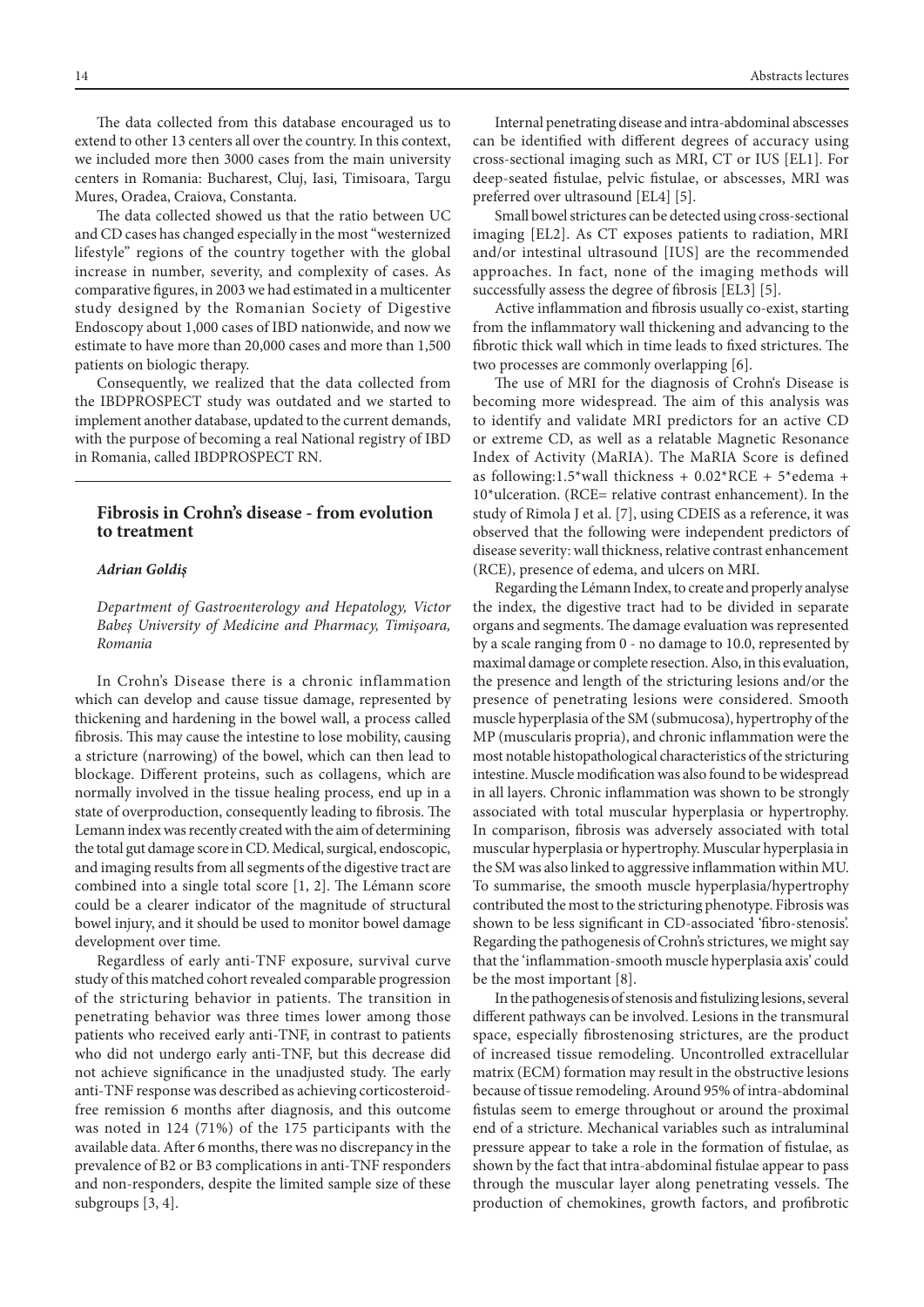The data collected from this database encouraged us to extend to other 13 centers all over the country. In this context, we included more then 3000 cases from the main university centers in Romania: Bucharest, Cluj, Iasi, Timisoara, Targu Mures, Oradea, Craiova, Constanta.

The data collected showed us that the ratio between UC and CD cases has changed especially in the most "westernized lifestyle" regions of the country together with the global increase in number, severity, and complexity of cases. As comparative figures, in 2003 we had estimated in a multicenter study designed by the Romanian Society of Digestive Endoscopy about 1,000 cases of IBD nationwide, and now we estimate to have more than 20,000 cases and more than 1,500 patients on biologic therapy.

Consequently, we realized that the data collected from the IBDPROSPECT study was outdated and we started to implement another database, updated to the current demands, with the purpose of becoming a real National registry of IBD in Romania, called IBDPROSPECT RN.

## Fibrosis in Crohn's disease - from evolution to treatment

***Adrian Goldiș***

*Department of Gastroenterology and Hepatology, Victor Babeș University of Medicine and Pharmacy, Timișoara, Romania*

In Crohn's Disease there is a chronic inflammation which can develop and cause tissue damage, represented by thickening and hardening in the bowel wall, a process called fibrosis. This may cause the intestine to lose mobility, causing a stricture (narrowing) of the bowel, which can then lead to blockage. Different proteins, such as collagens, which are normally involved in the tissue healing process, end up in a state of overproduction, consequently leading to fibrosis. The Lemann index was recently created with the aim of determining the total gut damage score in CD. Medical, surgical, endoscopic, and imaging results from all segments of the digestive tract are combined into a single total score [1, 2]. The Lémann score could be a clearer indicator of the magnitude of structural bowel injury, and it should be used to monitor bowel damage development over time.

Regardless of early anti-TNF exposure, survival curve study of this matched cohort revealed comparable progression of the stricturing behavior in patients. The transition in penetrating behavior was three times lower among those patients who received early anti-TNF, in contrast to patients who did not undergo early anti-TNF, but this decrease did not achieve significance in the unadjusted study. The early anti-TNF response was described as achieving corticosteroid-free remission 6 months after diagnosis, and this outcome was noted in 124 (71%) of the 175 participants with the available data. After 6 months, there was no discrepancy in the prevalence of B2 or B3 complications in anti-TNF responders and non-responders, despite the limited sample size of these subgroups [3, 4].

Internal penetrating disease and intra-abdominal abscesses can be identified with different degrees of accuracy using cross-sectional imaging such as MRI, CT or IUS [EL1]. For deep-seated fistulae, pelvic fistulae, or abscesses, MRI was preferred over ultrasound [EL4] [5].

Small bowel strictures can be detected using cross-sectional imaging [EL2]. As CT exposes patients to radiation, MRI and/or intestinal ultrasound [IUS] are the recommended approaches. In fact, none of the imaging methods will successfully assess the degree of fibrosis [EL3] [5].

Active inflammation and fibrosis usually co-exist, starting from the inflammatory wall thickening and advancing to the fibrotic thick wall which in time leads to fixed strictures. The two processes are commonly overlapping [6].

The use of MRI for the diagnosis of Crohn's Disease is becoming more widespread. The aim of this analysis was to identify and validate MRI predictors for an active CD or extreme CD, as well as a relatable Magnetic Resonance Index of Activity (MaRIA). The MaRIA Score is defined as following: $1.5*\text{wall thickness} + 0.02*\text{RCE} + 5*\text{edema} + 10*\text{ulceration}$. (RCE= relative contrast enhancement). In the study of Rimola J et al. [7], using CDEIS as a reference, it was observed that the following were independent predictors of disease severity: wall thickness, relative contrast enhancement (RCE), presence of edema, and ulcers on MRI.

Regarding the Lémann Index, to create and properly analyse the index, the digestive tract had to be divided in separate organs and segments. The damage evaluation was represented by a scale ranging from 0 - no damage to 10.0, represented by maximal damage or complete resection. Also, in this evaluation, the presence and length of the stricturing lesions and/or the presence of penetrating lesions were considered. Smooth muscle hyperplasia of the SM (submucosa), hypertrophy of the MP (muscularis propria), and chronic inflammation were the most notable histopathological characteristics of the stricturing intestine. Muscle modification was also found to be widespread in all layers. Chronic inflammation was shown to be strongly associated with total muscular hyperplasia or hypertrophy. In comparison, fibrosis was adversely associated with total muscular hyperplasia or hypertrophy. Muscular hyperplasia in the SM was also linked to aggressive inflammation within MU. To summarise, the smooth muscle hyperplasia/hypertrophy contributed the most to the stricturing phenotype. Fibrosis was shown to be less significant in CD-associated 'fibro-stenosis'. Regarding the pathogenesis of Crohn's strictures, we might say that the 'inflammation-smooth muscle hyperplasia axis' could be the most important [8].

In the pathogenesis of stenosis and fistulizing lesions, several different pathways can be involved. Lesions in the transmural space, especially fibrostenosing strictures, are the product of increased tissue remodeling. Uncontrolled extracellular matrix (ECM) formation may result in the obstructive lesions because of tissue remodeling. Around 95% of intra-abdominal fistulas seem to emerge throughout or around the proximal end of a stricture. Mechanical variables such as intraluminal pressure appear to take a role in the formation of fistulae, as shown by the fact that intra-abdominal fistulae appear to pass through the muscular layer along penetrating vessels. The production of chemokines, growth factors, and profibrotic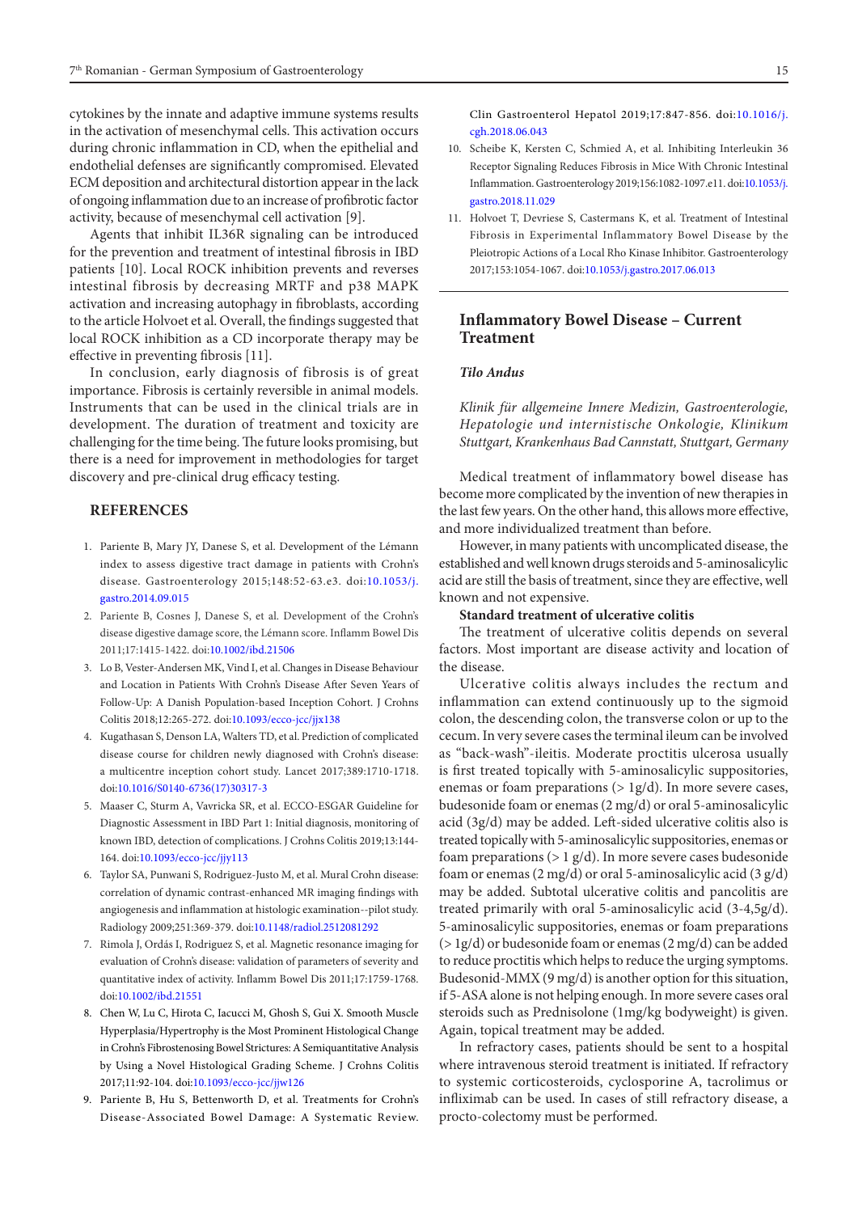cytokines by the innate and adaptive immune systems results in the activation of mesenchymal cells. This activation occurs during chronic inflammation in CD, when the epithelial and endothelial defenses are significantly compromised. Elevated ECM deposition and architectural distortion appear in the lack of ongoing inflammation due to an increase of profibrotic factor activity, because of mesenchymal cell activation [9].

Agents that inhibit IL36R signaling can be introduced for the prevention and treatment of intestinal fibrosis in IBD patients [10]. Local ROCK inhibition prevents and reverses intestinal fibrosis by decreasing MRTF and p38 MAPK activation and increasing autophagy in fibroblasts, according to the article Holvoet et al. Overall, the findings suggested that local ROCK inhibition as a CD incorporate therapy may be effective in preventing fibrosis [11].

In conclusion, early diagnosis of fibrosis is of great importance. Fibrosis is certainly reversible in animal models. Instruments that can be used in the clinical trials are in development. The duration of treatment and toxicity are challenging for the time being. The future looks promising, but there is a need for improvement in methodologies for target discovery and pre-clinical drug efficacy testing.

## REFERENCES

1. Pariente B, Mary JY, Danese S, et al. Development of the Lémann index to assess digestive tract damage in patients with Crohn's disease. Gastroenterology 2015;148:52-63.e3. doi:10.1053/j.gastro.2014.09.015
2. Pariente B, Cosnes J, Danese S, et al. Development of the Crohn's disease digestive damage score, the Lémann score. Inflamm Bowel Dis 2011;17:1415-1422. doi:10.1002/ibd.21506
3. Lo B, Vester-Andersen MK, Vind I, et al. Changes in Disease Behaviour and Location in Patients With Crohn's Disease After Seven Years of Follow-Up: A Danish Population-based Inception Cohort. J Crohns Colitis 2018;12:265-272. doi:10.1093/ecco-jcc/jjx138
4. Kugathasan S, Denson LA, Walters TD, et al. Prediction of complicated disease course for children newly diagnosed with Crohn's disease: a multicentre inception cohort study. Lancet 2017;389:1710-1718. doi:10.1016/S0140-6736(17)30317-3
5. Maaser C, Sturm A, Vavricka SR, et al. ECCO-ESGAR Guideline for Diagnostic Assessment in IBD Part 1: Initial diagnosis, monitoring of known IBD, detection of complications. J Crohns Colitis 2019;13:144-164. doi:10.1093/ecco-jcc/jjy113
6. Taylor SA, Punwani S, Rodriguez-Justo M, et al. Mural Crohn disease: correlation of dynamic contrast-enhanced MR imaging findings with angiogenesis and inflammation at histologic examination--pilot study. Radiology 2009;251:369-379. doi:10.1148/radiol.2512081292
7. Rimola J, Ordás I, Rodriguez S, et al. Magnetic resonance imaging for evaluation of Crohn's disease: validation of parameters of severity and quantitative index of activity. Inflamm Bowel Dis 2011;17:1759-1768. doi:10.1002/ibd.21551
8. Chen W, Lu C, Hirota C, Iacucci M, Ghosh S, Gui X. Smooth Muscle Hyperplasia/Hypertrophy is the Most Prominent Histological Change in Crohn's Fibrostenosing Bowel Strictures: A Semiquantitative Analysis by Using a Novel Histological Grading Scheme. J Crohns Colitis 2017;11:92-104. doi:10.1093/ecco-jcc/jjw126
9. Pariente B, Hu S, Bettenworth D, et al. Treatments for Crohn's Disease-Associated Bowel Damage: A Systematic Review. Clin Gastroenterol Hepatol 2019;17:847-856. doi:10.1016/j.cgh.2018.06.043
10. Scheibe K, Kersten C, Schmied A, et al. Inhibiting Interleukin 36 Receptor Signaling Reduces Fibrosis in Mice With Chronic Intestinal Inflammation. Gastroenterology 2019;156:1082-1097.e11. doi:10.1053/j.gastro.2018.11.029
11. Holvoet T, Devriese S, Castermans K, et al. Treatment of Intestinal Fibrosis in Experimental Inflammatory Bowel Disease by the Pleiotropic Actions of a Local Rho Kinase Inhibitor. Gastroenterology 2017;153:1054-1067. doi:10.1053/j.gastro.2017.06.013

## Inflammatory Bowel Disease – Current Treatment

***Tilo Andus***

*Klinik für allgemeine Innere Medizin, Gastroenterologie, Hepatologie und internistische Onkologie, Klinikum Stuttgart, Krankenhaus Bad Cannstatt, Stuttgart, Germany*

Medical treatment of inflammatory bowel disease has become more complicated by the invention of new therapies in the last few years. On the other hand, this allows more effective, and more individualized treatment than before.

However, in many patients with uncomplicated disease, the established and well known drugs steroids and 5-aminosalicylic acid are still the basis of treatment, since they are effective, well known and not expensive.

**Standard treatment of ulcerative colitis**

The treatment of ulcerative colitis depends on several factors. Most important are disease activity and location of the disease.

Ulcerative colitis always includes the rectum and inflammation can extend continuously up to the sigmoid colon, the descending colon, the transverse colon or up to the cecum. In very severe cases the terminal ileum can be involved as "back-wash"-ileitis. Moderate proctitis ulcerosa usually is first treated topically with 5-aminosalicylic suppositories, enemas or foam preparations (> 1g/d). In more severe cases, budesonide foam or enemas (2 mg/d) or oral 5-aminosalicylic acid (3g/d) may be added. Left-sided ulcerative colitis also is treated topically with 5-aminosalicylic suppositories, enemas or foam preparations (> 1 g/d). In more severe cases budesonide foam or enemas (2 mg/d) or oral 5-aminosalicylic acid (3 g/d) may be added. Subtotal ulcerative colitis and pancolitis are treated primarily with oral 5-aminosalicylic acid (3-4,5g/d). 5-aminosalicylic suppositories, enemas or foam preparations (> 1g/d) or budesonide foam or enemas (2 mg/d) can be added to reduce proctitis which helps to reduce the urging symptoms. Budesonid-MMX (9 mg/d) is another option for this situation, if 5-ASA alone is not helping enough. In more severe cases oral steroids such as Prednisolone (1mg/kg bodyweight) is given. Again, topical treatment may be added.

In refractory cases, patients should be sent to a hospital where intravenous steroid treatment is initiated. If refractory to systemic corticosteroids, cyclosporine A, tacrolimus or infliximab can be used. In cases of still refractory disease, a procto-colectomy must be performed.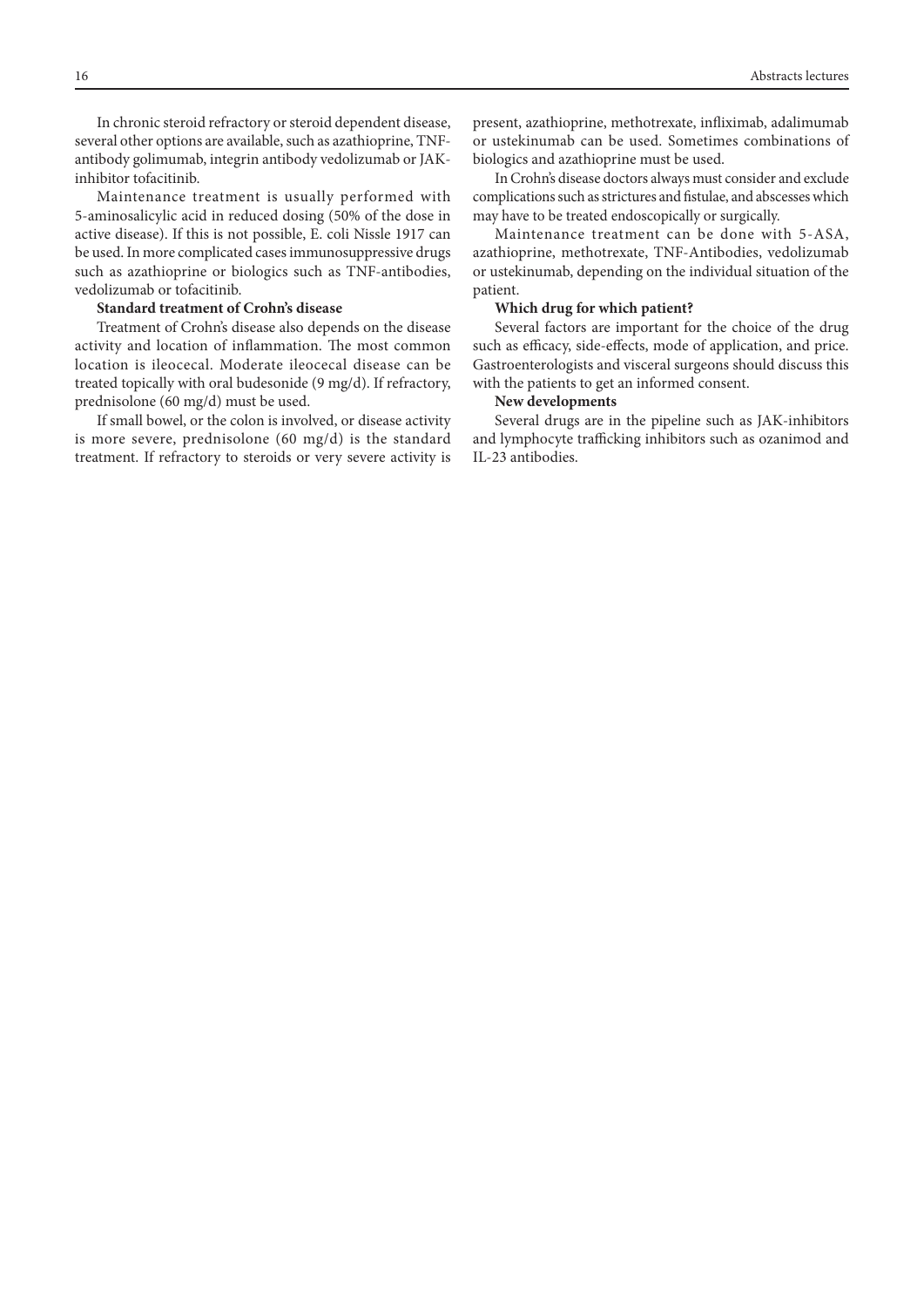In chronic steroid refractory or steroid dependent disease, several other options are available, such as azathioprine, TNF-antibody golimumab, integrin antibody vedolizumab or JAK-inhibitor tofacitinib.

Maintenance treatment is usually performed with 5-aminosalicylic acid in reduced dosing (50% of the dose in active disease). If this is not possible, E. coli Nissle 1917 can be used. In more complicated cases immunosuppressive drugs such as azathioprine or biologics such as TNF-antibodies, vedolizumab or tofacitinib.

**Standard treatment of Crohn's disease**

Treatment of Crohn's disease also depends on the disease activity and location of inflammation. The most common location is ileocecal. Moderate ileocecal disease can be treated topically with oral budesonide (9 mg/d). If refractory, prednisolone (60 mg/d) must be used.

If small bowel, or the colon is involved, or disease activity is more severe, prednisolone (60 mg/d) is the standard treatment. If refractory to steroids or very severe activity is present, azathioprine, methotrexate, infliximab, adalimumab or ustekinumab can be used. Sometimes combinations of biologics and azathioprine must be used.

In Crohn's disease doctors always must consider and exclude complications such as strictures and fistulae, and abscesses which may have to be treated endoscopically or surgically.

Maintenance treatment can be done with 5-ASA, azathioprine, methotrexate, TNF-Antibodies, vedolizumab or ustekinumab, depending on the individual situation of the patient.

**Which drug for which patient?**

Several factors are important for the choice of the drug such as efficacy, side-effects, mode of application, and price. Gastroenterologists and visceral surgeons should discuss this with the patients to get an informed consent.

**New developments**

Several drugs are in the pipeline such as JAK-inhibitors and lymphocyte trafficking inhibitors such as ozanimod and IL-23 antibodies.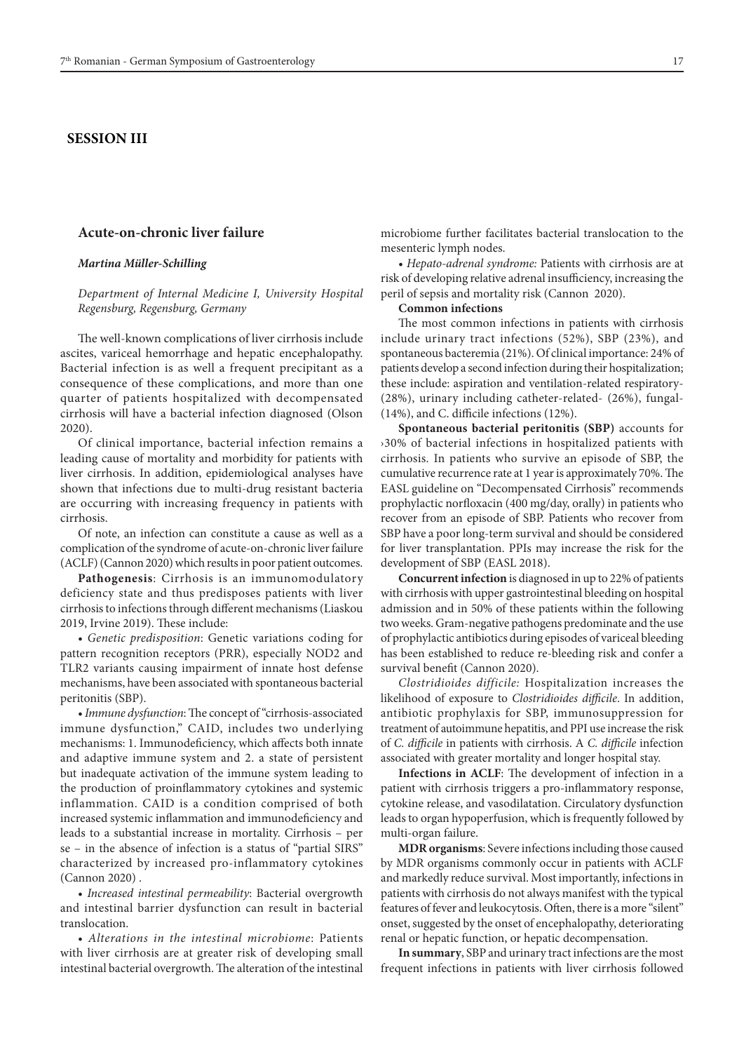## SESSION III

### Acute-on-chronic liver failure

***Martina Müller-Schilling***

*Department of Internal Medicine I, University Hospital Regensburg, Regensburg, Germany*

The well-known complications of liver cirrhosis include ascites, variceal hemorrhage and hepatic encephalopathy. Bacterial infection is as well a frequent precipitant as a consequence of these complications, and more than one quarter of patients hospitalized with decompensated cirrhosis will have a bacterial infection diagnosed (Olson 2020).

Of clinical importance, bacterial infection remains a leading cause of mortality and morbidity for patients with liver cirrhosis. In addition, epidemiological analyses have shown that infections due to multi-drug resistant bacteria are occurring with increasing frequency in patients with cirrhosis.

Of note, an infection can constitute a cause as well as a complication of the syndrome of acute-on-chronic liver failure (ACLF) (Cannon 2020) which results in poor patient outcomes.

**Pathogenesis**: Cirrhosis is an immunomodulatory deficiency state and thus predisposes patients with liver cirrhosis to infections through different mechanisms (Liaskou 2019, Irvine 2019). These include:

• *Genetic predisposition*: Genetic variations coding for pattern recognition receptors (PRR), especially NOD2 and TLR2 variants causing impairment of innate host defense mechanisms, have been associated with spontaneous bacterial peritonitis (SBP).

• *Immune dysfunction*: The concept of "cirrhosis-associated immune dysfunction," CAID, includes two underlying mechanisms: 1. Immunodeficiency, which affects both innate and adaptive immune system and 2. a state of persistent but inadequate activation of the immune system leading to the production of proinflammatory cytokines and systemic inflammation. CAID is a condition comprised of both increased systemic inflammation and immunodeficiency and leads to a substantial increase in mortality. Cirrhosis – per se – in the absence of infection is a status of "partial SIRS" characterized by increased pro-inflammatory cytokines (Cannon 2020) .

• *Increased intestinal permeability*: Bacterial overgrowth and intestinal barrier dysfunction can result in bacterial translocation.

• *Alterations in the intestinal microbiome*: Patients with liver cirrhosis are at greater risk of developing small intestinal bacterial overgrowth. The alteration of the intestinal microbiome further facilitates bacterial translocation to the mesenteric lymph nodes.

• *Hepato-adrenal syndrome:* Patients with cirrhosis are at risk of developing relative adrenal insufficiency, increasing the peril of sepsis and mortality risk (Cannon 2020).

**Common infections**

The most common infections in patients with cirrhosis include urinary tract infections (52%), SBP (23%), and spontaneous bacteremia (21%). Of clinical importance: 24% of patients develop a second infection during their hospitalization; these include: aspiration and ventilation-related respiratory- (28%), urinary including catheter-related- (26%), fungal- (14%), and C. difficile infections (12%).

**Spontaneous bacterial peritonitis (SBP)** accounts for ›30% of bacterial infections in hospitalized patients with cirrhosis. In patients who survive an episode of SBP, the cumulative recurrence rate at 1 year is approximately 70%. The EASL guideline on "Decompensated Cirrhosis" recommends prophylactic norfloxacin (400 mg/day, orally) in patients who recover from an episode of SBP. Patients who recover from SBP have a poor long-term survival and should be considered for liver transplantation. PPIs may increase the risk for the development of SBP (EASL 2018).

**Concurrent infection** is diagnosed in up to 22% of patients with cirrhosis with upper gastrointestinal bleeding on hospital admission and in 50% of these patients within the following two weeks. Gram-negative pathogens predominate and the use of prophylactic antibiotics during episodes of variceal bleeding has been established to reduce re-bleeding risk and confer a survival benefit (Cannon 2020).

*Clostridioides difficile:* Hospitalization increases the likelihood of exposure to *Clostridioides difficile*. In addition, antibiotic prophylaxis for SBP, immunosuppression for treatment of autoimmune hepatitis, and PPI use increase the risk of *C. difficile* in patients with cirrhosis. A *C. difficile* infection associated with greater mortality and longer hospital stay.

**Infections in ACLF**: The development of infection in a patient with cirrhosis triggers a pro-inflammatory response, cytokine release, and vasodilatation. Circulatory dysfunction leads to organ hypoperfusion, which is frequently followed by multi-organ failure.

**MDR organisms**: Severe infections including those caused by MDR organisms commonly occur in patients with ACLF and markedly reduce survival. Most importantly, infections in patients with cirrhosis do not always manifest with the typical features of fever and leukocytosis. Often, there is a more "silent" onset, suggested by the onset of encephalopathy, deteriorating renal or hepatic function, or hepatic decompensation.

**In summary**, SBP and urinary tract infections are the most frequent infections in patients with liver cirrhosis followed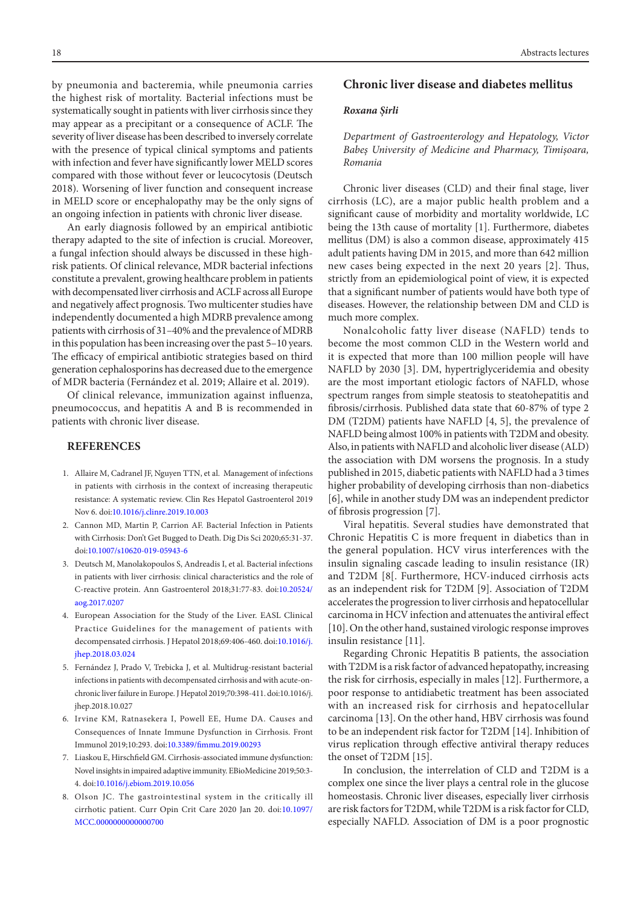by pneumonia and bacteremia, while pneumonia carries the highest risk of mortality. Bacterial infections must be systematically sought in patients with liver cirrhosis since they may appear as a precipitant or a consequence of ACLF. The severity of liver disease has been described to inversely correlate with the presence of typical clinical symptoms and patients with infection and fever have significantly lower MELD scores compared with those without fever or leucocytosis (Deutsch 2018). Worsening of liver function and consequent increase in MELD score or encephalopathy may be the only signs of an ongoing infection in patients with chronic liver disease.

An early diagnosis followed by an empirical antibiotic therapy adapted to the site of infection is crucial. Moreover, a fungal infection should always be discussed in these high-risk patients. Of clinical relevance, MDR bacterial infections constitute a prevalent, growing healthcare problem in patients with decompensated liver cirrhosis and ACLF across all Europe and negatively affect prognosis. Two multicenter studies have independently documented a high MDRB prevalence among patients with cirrhosis of 31–40% and the prevalence of MDRB in this population has been increasing over the past 5–10 years. The efficacy of empirical antibiotic strategies based on third generation cephalosporins has decreased due to the emergence of MDR bacteria (Fernández et al. 2019; Allaire et al. 2019).

Of clinical relevance, immunization against influenza, pneumococcus, and hepatitis A and B is recommended in patients with chronic liver disease.

### REFERENCES

1. Allaire M, Cadranel JF, Nguyen TTN, et al. Management of infections in patients with cirrhosis in the context of increasing therapeutic resistance: A systematic review. Clin Res Hepatol Gastroenterol 2019 Nov 6. doi:10.1016/j.clinre.2019.10.003
2. Cannon MD, Martin P, Carrion AF. Bacterial Infection in Patients with Cirrhosis: Don't Get Bugged to Death. Dig Dis Sci 2020;65:31-37. doi:10.1007/s10620-019-05943-6
3. Deutsch M, Manolakopoulos S, Andreadis I, et al. Bacterial infections in patients with liver cirrhosis: clinical characteristics and the role of C-reactive protein. Ann Gastroenterol 2018;31:77-83. doi:10.20524/aog.2017.0207
4. European Association for the Study of the Liver. EASL Clinical Practice Guidelines for the management of patients with decompensated cirrhosis. J Hepatol 2018;69:406-460. doi:10.1016/j.jhep.2018.03.024
5. Fernández J, Prado V, Trebicka J, et al. Multidrug-resistant bacterial infections in patients with decompensated cirrhosis and with acute-on-chronic liver failure in Europe. J Hepatol 2019;70:398-411. doi:10.1016/j.jhep.2018.10.027
6. Irvine KM, Ratnasekera I, Powell EE, Hume DA. Causes and Consequences of Innate Immune Dysfunction in Cirrhosis. Front Immunol 2019;10:293. doi:10.3389/fimmu.2019.00293
7. Liaskou E, Hirschfield GM. Cirrhosis-associated immune dysfunction: Novel insights in impaired adaptive immunity. EBioMedicine 2019;50:3-4. doi:10.1016/j.ebiom.2019.10.056
8. Olson JC. The gastrointestinal system in the critically ill cirrhotic patient. Curr Opin Crit Care 2020 Jan 20. doi:10.1097/MCC.0000000000000700

## Chronic liver disease and diabetes mellitus

***Roxana Șirli***

*Department of Gastroenterology and Hepatology, Victor Babeș University of Medicine and Pharmacy, Timișoara, Romania*

Chronic liver diseases (CLD) and their final stage, liver cirrhosis (LC), are a major public health problem and a significant cause of morbidity and mortality worldwide, LC being the 13th cause of mortality [1]. Furthermore, diabetes mellitus (DM) is also a common disease, approximately 415 adult patients having DM in 2015, and more than 642 million new cases being expected in the next 20 years [2]. Thus, strictly from an epidemiological point of view, it is expected that a significant number of patients would have both type of diseases. However, the relationship between DM and CLD is much more complex.

Nonalcoholic fatty liver disease (NAFLD) tends to become the most common CLD in the Western world and it is expected that more than 100 million people will have NAFLD by 2030 [3]. DM, hypertriglyceridemia and obesity are the most important etiologic factors of NAFLD, whose spectrum ranges from simple steatosis to steatohepatitis and fibrosis/cirrhosis. Published data state that 60-87% of type 2 DM (T2DM) patients have NAFLD [4, 5], the prevalence of NAFLD being almost 100% in patients with T2DM and obesity. Also, in patients with NAFLD and alcoholic liver disease (ALD) the association with DM worsens the prognosis. In a study published in 2015, diabetic patients with NAFLD had a 3 times higher probability of developing cirrhosis than non-diabetics [6], while in another study DM was an independent predictor of fibrosis progression [7].

Viral hepatitis. Several studies have demonstrated that Chronic Hepatitis C is more frequent in diabetics than in the general population. HCV virus interferences with the insulin signaling cascade leading to insulin resistance (IR) and T2DM [8[. Furthermore, HCV-induced cirrhosis acts as an independent risk for T2DM [9]. Association of T2DM accelerates the progression to liver cirrhosis and hepatocellular carcinoma in HCV infection and attenuates the antiviral effect [10]. On the other hand, sustained virologic response improves insulin resistance [11].

Regarding Chronic Hepatitis B patients, the association with T2DM is a risk factor of advanced hepatopathy, increasing the risk for cirrhosis, especially in males [12]. Furthermore, a poor response to antidiabetic treatment has been associated with an increased risk for cirrhosis and hepatocellular carcinoma [13]. On the other hand, HBV cirrhosis was found to be an independent risk factor for T2DM [14]. Inhibition of virus replication through effective antiviral therapy reduces the onset of T2DM [15].

In conclusion, the interrelation of CLD and T2DM is a complex one since the liver plays a central role in the glucose homeostasis. Chronic liver diseases, especially liver cirrhosis are risk factors for T2DM, while T2DM is a risk factor for CLD, especially NAFLD. Association of DM is a poor prognostic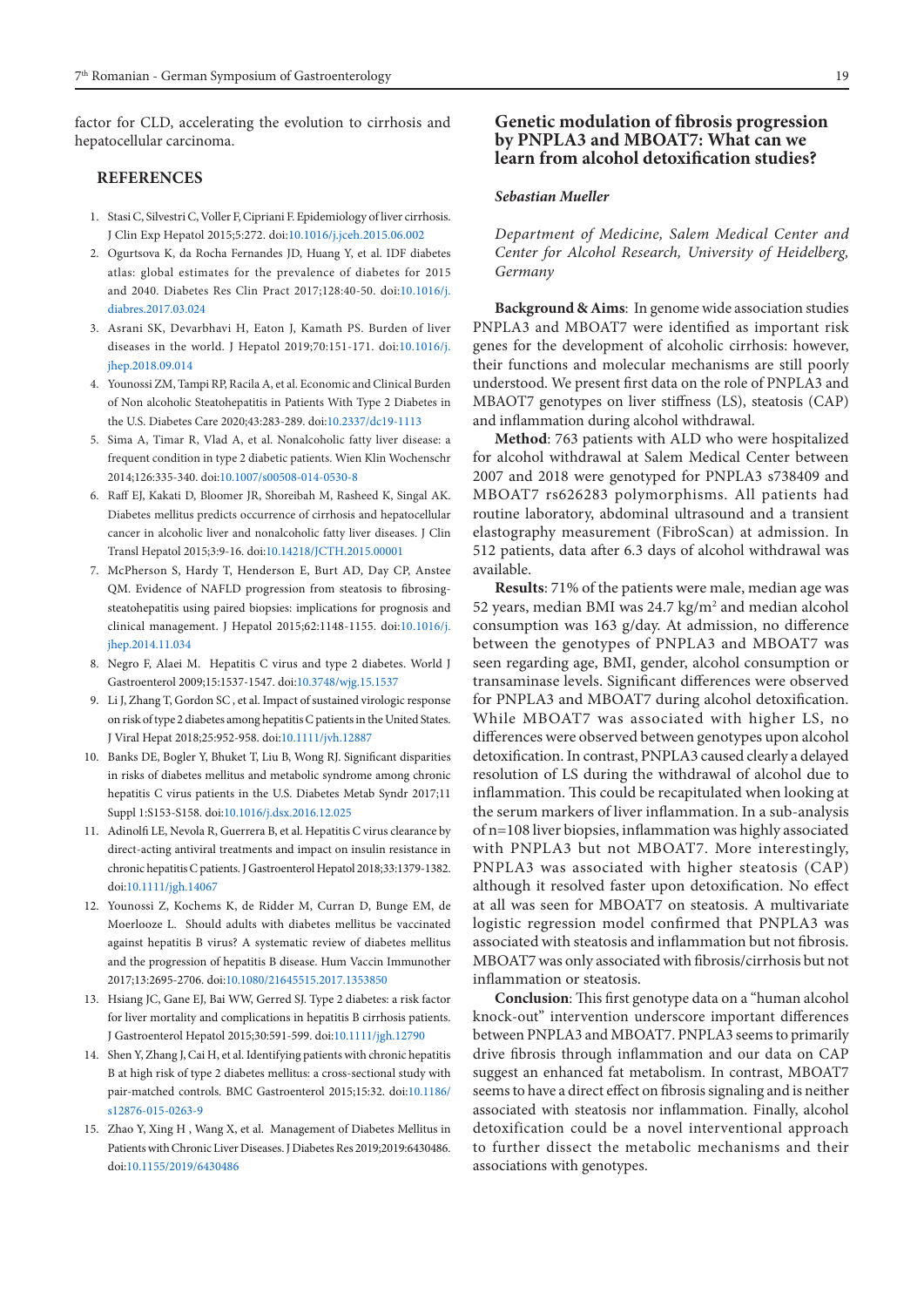factor for CLD, accelerating the evolution to cirrhosis and hepatocellular carcinoma.

### REFERENCES

1. Stasi C, Silvestri C, Voller F, Cipriani F. Epidemiology of liver cirrhosis. J Clin Exp Hepatol 2015;5:272. doi:10.1016/j.jceh.2015.06.002
2. Ogurtsova K, da Rocha Fernandes JD, Huang Y, et al. IDF diabetes atlas: global estimates for the prevalence of diabetes for 2015 and 2040. Diabetes Res Clin Pract 2017;128:40-50. doi:10.1016/j.diabres.2017.03.024
3. Asrani SK, Devarbhavi H, Eaton J, Kamath PS. Burden of liver diseases in the world. J Hepatol 2019;70:151-171. doi:10.1016/j.jhep.2018.09.014
4. Younossi ZM, Tampi RP, Racila A, et al. Economic and Clinical Burden of Non alcoholic Steatohepatitis in Patients With Type 2 Diabetes in the U.S. Diabetes Care 2020;43:283-289. doi:10.2337/dc19-1113
5. Sima A, Timar R, Vlad A, et al. Nonalcoholic fatty liver disease: a frequent condition in type 2 diabetic patients. Wien Klin Wochenschr 2014;126:335-340. doi:10.1007/s00508-014-0530-8
6. Raff EJ, Kakati D, Bloomer JR, Shoreibah M, Rasheed K, Singal AK. Diabetes mellitus predicts occurrence of cirrhosis and hepatocellular cancer in alcoholic liver and nonalcoholic fatty liver diseases. J Clin Transl Hepatol 2015;3:9-16. doi:10.14218/JCTH.2015.00001
7. McPherson S, Hardy T, Henderson E, Burt AD, Day CP, Anstee QM. Evidence of NAFLD progression from steatosis to fibrosing-steatohepatitis using paired biopsies: implications for prognosis and clinical management. J Hepatol 2015;62:1148-1155. doi:10.1016/j.jhep.2014.11.034
8. Negro F, Alaei M. Hepatitis C virus and type 2 diabetes. World J Gastroenterol 2009;15:1537-1547. doi:10.3748/wjg.15.1537
9. Li J, Zhang T, Gordon SC , et al. Impact of sustained virologic response on risk of type 2 diabetes among hepatitis C patients in the United States. J Viral Hepat 2018;25:952-958. doi:10.1111/jvh.12887
10. Banks DE, Bogler Y, Bhuket T, Liu B, Wong RJ. Significant disparities in risks of diabetes mellitus and metabolic syndrome among chronic hepatitis C virus patients in the U.S. Diabetes Metab Syndr 2017;11 Suppl 1:S153-S158. doi:10.1016/j.dsx.2016.12.025
11. Adinolfi LE, Nevola R, Guerrera B, et al. Hepatitis C virus clearance by direct-acting antiviral treatments and impact on insulin resistance in chronic hepatitis C patients. J Gastroenterol Hepatol 2018;33:1379-1382. doi:10.1111/jgh.14067
12. Younossi Z, Kochems K, de Ridder M, Curran D, Bunge EM, de Moerlooze L. Should adults with diabetes mellitus be vaccinated against hepatitis B virus? A systematic review of diabetes mellitus and the progression of hepatitis B disease. Hum Vaccin Immunother 2017;13:2695-2706. doi:10.1080/21645515.2017.1353850
13. Hsiang JC, Gane EJ, Bai WW, Gerred SJ. Type 2 diabetes: a risk factor for liver mortality and complications in hepatitis B cirrhosis patients. J Gastroenterol Hepatol 2015;30:591-599. doi:10.1111/jgh.12790
14. Shen Y, Zhang J, Cai H, et al. Identifying patients with chronic hepatitis B at high risk of type 2 diabetes mellitus: a cross-sectional study with pair-matched controls. BMC Gastroenterol 2015;15:32. doi:10.1186/s12876-015-0263-9
15. Zhao Y, Xing H , Wang X, et al. Management of Diabetes Mellitus in Patients with Chronic Liver Diseases. J Diabetes Res 2019;2019:6430486. doi:10.1155/2019/6430486

## Genetic modulation of fibrosis progression by PNPLA3 and MBOAT7: What can we learn from alcohol detoxification studies?

***Sebastian Mueller***

*Department of Medicine, Salem Medical Center and Center for Alcohol Research, University of Heidelberg, Germany*

**Background & Aims**: In genome wide association studies PNPLA3 and MBOAT7 were identified as important risk genes for the development of alcoholic cirrhosis: however, their functions and molecular mechanisms are still poorly understood. We present first data on the role of PNPLA3 and MBAOT7 genotypes on liver stiffness (LS), steatosis (CAP) and inflammation during alcohol withdrawal.

**Method**: 763 patients with ALD who were hospitalized for alcohol withdrawal at Salem Medical Center between 2007 and 2018 were genotyped for PNPLA3 s738409 and MBOAT7 rs626283 polymorphisms. All patients had routine laboratory, abdominal ultrasound and a transient elastography measurement (FibroScan) at admission. In 512 patients, data after 6.3 days of alcohol withdrawal was available.

**Results**: 71% of the patients were male, median age was 52 years, median BMI was 24.7 kg/m$^2$ and median alcohol consumption was 163 g/day. At admission, no difference between the genotypes of PNPLA3 and MBOAT7 was seen regarding age, BMI, gender, alcohol consumption or transaminase levels. Significant differences were observed for PNPLA3 and MBOAT7 during alcohol detoxification. While MBOAT7 was associated with higher LS, no differences were observed between genotypes upon alcohol detoxification. In contrast, PNPLA3 caused clearly a delayed resolution of LS during the withdrawal of alcohol due to inflammation. This could be recapitulated when looking at the serum markers of liver inflammation. In a sub-analysis of n=108 liver biopsies, inflammation was highly associated with PNPLA3 but not MBOAT7. More interestingly, PNPLA3 was associated with higher steatosis (CAP) although it resolved faster upon detoxification. No effect at all was seen for MBOAT7 on steatosis. A multivariate logistic regression model confirmed that PNPLA3 was associated with steatosis and inflammation but not fibrosis. MBOAT7 was only associated with fibrosis/cirrhosis but not inflammation or steatosis.

**Conclusion**: This first genotype data on a "human alcohol knock-out" intervention underscore important differences between PNPLA3 and MBOAT7. PNPLA3 seems to primarily drive fibrosis through inflammation and our data on CAP suggest an enhanced fat metabolism. In contrast, MBOAT7 seems to have a direct effect on fibrosis signaling and is neither associated with steatosis nor inflammation. Finally, alcohol detoxification could be a novel interventional approach to further dissect the metabolic mechanisms and their associations with genotypes.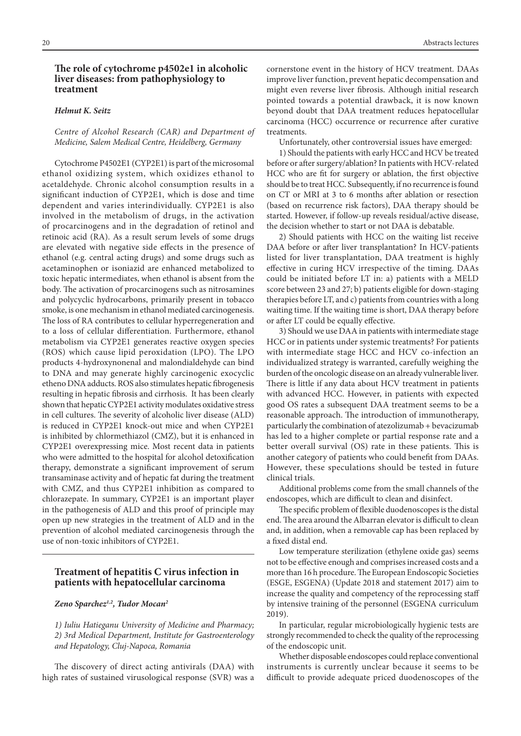## The role of cytochrome p4502e1 in alcoholic liver diseases: from pathophysiology to treatment

***Helmut K. Seitz***

*Centre of Alcohol Research (CAR) and Department of Medicine, Salem Medical Centre, Heidelberg, Germany*

Cytochrome P4502E1 (CYP2E1) is part of the microsomal ethanol oxidizing system, which oxidizes ethanol to acetaldehyde. Chronic alcohol consumption results in a significant induction of CYP2E1, which is dose and time dependent and varies interindividually. CYP2E1 is also involved in the metabolism of drugs, in the activation of procarcinogens and in the degradation of retinol and retinoic acid (RA). As a result serum levels of some drugs are elevated with negative side effects in the presence of ethanol (e.g. central acting drugs) and some drugs such as acetaminophen or isoniazid are enhanced metabolized to toxic hepatic intermediates, when ethanol is absent from the body. The activation of procarcinogens such as nitrosamines and polycyclic hydrocarbons, primarily present in tobacco smoke, is one mechanism in ethanol mediated carcinogenesis. The loss of RA contributes to cellular hyperregeneration and to a loss of cellular differentiation. Furthermore, ethanol metabolism via CYP2E1 generates reactive oxygen species (ROS) which cause lipid peroxidation (LPO). The LPO products 4-hydroxynonenal and malondialdehyde can bind to DNA and may generate highly carcinogenic exocyclic etheno DNA adducts. ROS also stimulates hepatic fibrogenesis resulting in hepatic fibrosis and cirrhosis. It has been clearly shown that hepatic CYP2E1 activity modulates oxidative stress in cell cultures. The severity of alcoholic liver disease (ALD) is reduced in CYP2E1 knock-out mice and when CYP2E1 is inhibited by chlormethiazol (CMZ), but it is enhanced in CYP2E1 overexpressing mice. Most recent data in patients who were admitted to the hospital for alcohol detoxification therapy, demonstrate a significant improvement of serum transaminase activity and of hepatic fat during the treatment with CMZ, and thus CYP2E1 inhibition as compared to chlorazepate. In summary, CYP2E1 is an important player in the pathogenesis of ALD and this proof of principle may open up new strategies in the treatment of ALD and in the prevention of alcohol mediated carcinogenesis through the use of non-toxic inhibitors of CYP2E1.

## Treatment of hepatitis C virus infection in patients with hepatocellular carcinoma

***Zeno Sparchez[1,2], Tudor Mocan[2]***

*1) Iuliu Hatieganu University of Medicine and Pharmacy; 2) 3rd Medical Department, Institute for Gastroenterology and Hepatology, Cluj-Napoca, Romania*

The discovery of direct acting antivirals (DAA) with high rates of sustained virusological response (SVR) was a cornerstone event in the history of HCV treatment. DAAs improve liver function, prevent hepatic decompensation and might even reverse liver fibrosis. Although initial research pointed towards a potential drawback, it is now known beyond doubt that DAA treatment reduces hepatocellular carcinoma (HCC) occurrence or recurrence after curative treatments.

Unfortunately, other controversial issues have emerged:

1) Should the patients with early HCC and HCV be treated before or after surgery/ablation? In patients with HCV-related HCC who are fit for surgery or ablation, the first objective should be to treat HCC. Subsequently, if no recurrence is found on CT or MRI at 3 to 6 months after ablation or resection (based on recurrence risk factors), DAA therapy should be started. However, if follow-up reveals residual/active disease, the decision whether to start or not DAA is debatable.

2) Should patients with HCC on the waiting list receive DAA before or after liver transplantation? In HCV-patients listed for liver transplantation, DAA treatment is highly effective in curing HCV irrespective of the timing. DAAs could be initiated before LT in: a) patients with a MELD score between 23 and 27; b) patients eligible for down-staging therapies before LT, and c) patients from countries with a long waiting time. If the waiting time is short, DAA therapy before or after LT could be equally effective.

3) Should we use DAA in patients with intermediate stage HCC or in patients under systemic treatments? For patients with intermediate stage HCC and HCV co-infection an individualized strategy is warranted, carefully weighing the burden of the oncologic disease on an already vulnerable liver. There is little if any data about HCV treatment in patients with advanced HCC. However, in patients with expected good OS rates a subsequent DAA treatment seems to be a reasonable approach. The introduction of immunotherapy, particularly the combination of atezolizumab + bevacizumab has led to a higher complete or partial response rate and a better overall survival (OS) rate in these patients. This is another category of patients who could benefit from DAAs. However, these speculations should be tested in future clinical trials.

Additional problems come from the small channels of the endoscopes, which are difficult to clean and disinfect.

The specific problem of flexible duodenoscopes is the distal end. The area around the Albarran elevator is difficult to clean and, in addition, when a removable cap has been replaced by a fixed distal end.

Low temperature sterilization (ethylene oxide gas) seems not to be effective enough and comprises increased costs and a more than 16 h procedure. The European Endoscopic Societies (ESGE, ESGENA) (Update 2018 and statement 2017) aim to increase the quality and competency of the reprocessing staff by intensive training of the personnel (ESGENA curriculum 2019).

In particular, regular microbiologically hygienic tests are strongly recommended to check the quality of the reprocessing of the endoscopic unit.

Whether disposable endoscopes could replace conventional instruments is currently unclear because it seems to be difficult to provide adequate priced duodenoscopes of the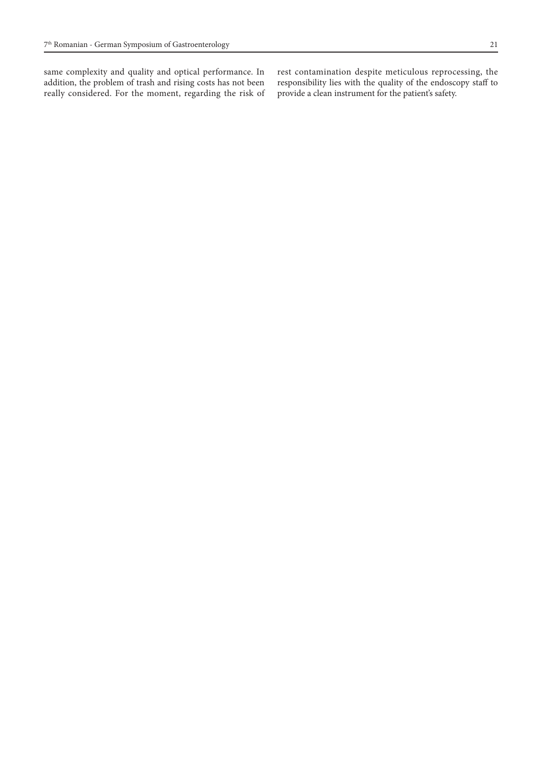same complexity and quality and optical performance. In addition, the problem of trash and rising costs has not been really considered. For the moment, regarding the risk of rest contamination despite meticulous reprocessing, the responsibility lies with the quality of the endoscopy staff to provide a clean instrument for the patient's safety.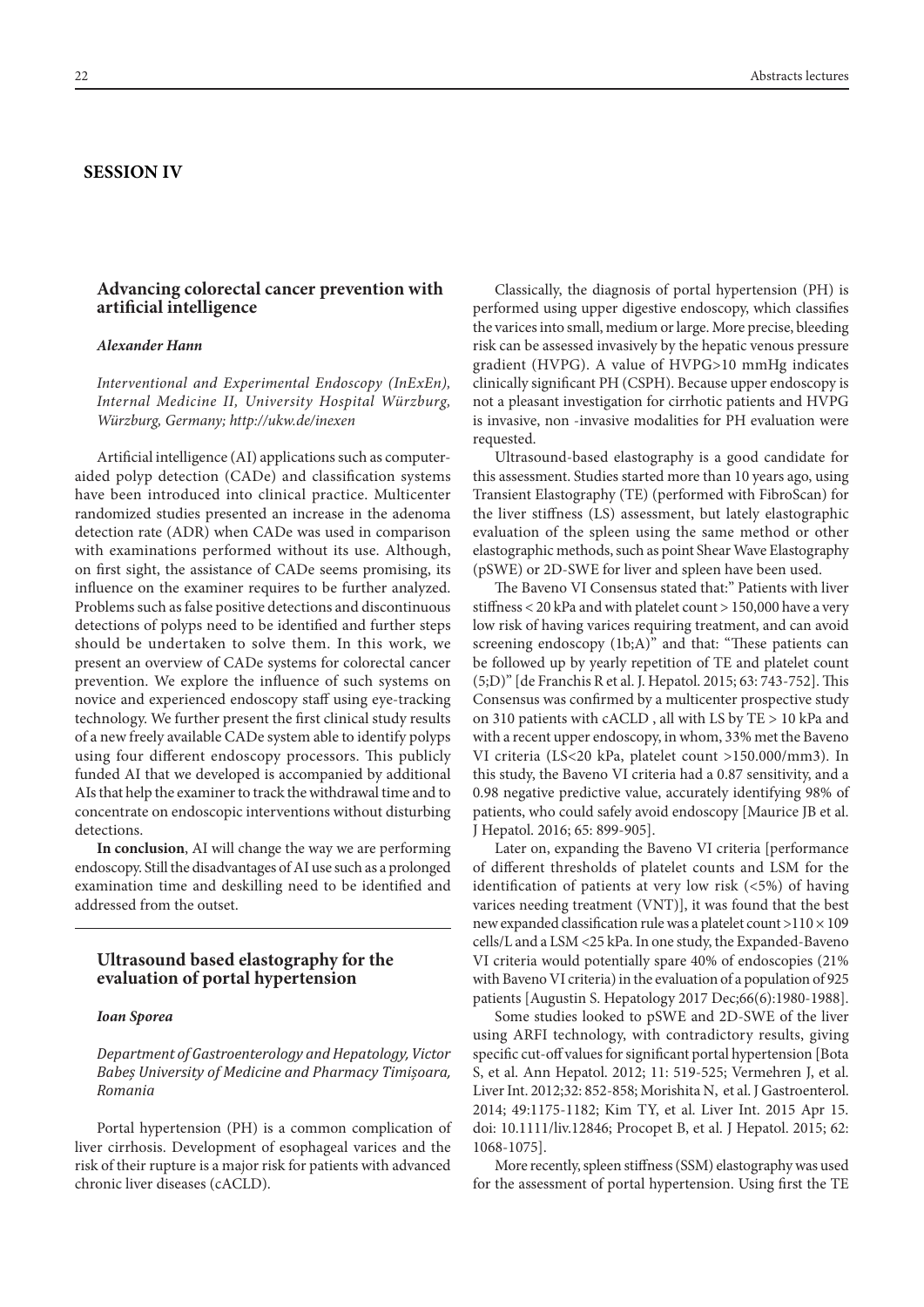## SESSION IV

### Advancing colorectal cancer prevention with artificial intelligence

***Alexander Hann***

*Interventional and Experimental Endoscopy (InExEn), Internal Medicine II, University Hospital Würzburg, Würzburg, Germany; http://ukw.de/inexen*

Artificial intelligence (AI) applications such as computer-aided polyp detection (CADe) and classification systems have been introduced into clinical practice. Multicenter randomized studies presented an increase in the adenoma detection rate (ADR) when CADe was used in comparison with examinations performed without its use. Although, on first sight, the assistance of CADe seems promising, its influence on the examiner requires to be further analyzed. Problems such as false positive detections and discontinuous detections of polyps need to be identified and further steps should be undertaken to solve them. In this work, we present an overview of CADe systems for colorectal cancer prevention. We explore the influence of such systems on novice and experienced endoscopy staff using eye-tracking technology. We further present the first clinical study results of a new freely available CADe system able to identify polyps using four different endoscopy processors. This publicly funded AI that we developed is accompanied by additional AIs that help the examiner to track the withdrawal time and to concentrate on endoscopic interventions without disturbing detections.

**In conclusion**, AI will change the way we are performing endoscopy. Still the disadvantages of AI use such as a prolonged examination time and deskilling need to be identified and addressed from the outset.

---

### Ultrasound based elastography for the evaluation of portal hypertension

***Ioan Sporea***

*Department of Gastroenterology and Hepatology, Victor Babeș University of Medicine and Pharmacy Timișoara, Romania*

Portal hypertension (PH) is a common complication of liver cirrhosis. Development of esophageal varices and the risk of their rupture is a major risk for patients with advanced chronic liver diseases (cACLD).

Classically, the diagnosis of portal hypertension (PH) is performed using upper digestive endoscopy, which classifies the varices into small, medium or large. More precise, bleeding risk can be assessed invasively by the hepatic venous pressure gradient (HVPG). A value of HVPG>10 mmHg indicates clinically significant PH (CSPH). Because upper endoscopy is not a pleasant investigation for cirrhotic patients and HVPG is invasive, non -invasive modalities for PH evaluation were requested.

Ultrasound-based elastography is a good candidate for this assessment. Studies started more than 10 years ago, using Transient Elastography (TE) (performed with FibroScan) for the liver stiffness (LS) assessment, but lately elastographic evaluation of the spleen using the same method or other elastographic methods, such as point Shear Wave Elastography (pSWE) or 2D-SWE for liver and spleen have been used.

The Baveno VI Consensus stated that:" Patients with liver stiffness < 20 kPa and with platelet count > 150,000 have a very low risk of having varices requiring treatment, and can avoid screening endoscopy (1b;A)" and that: "These patients can be followed up by yearly repetition of TE and platelet count (5;D)" [de Franchis R et al. J. Hepatol. 2015; 63: 743-752]. This Consensus was confirmed by a multicenter prospective study on 310 patients with cACLD , all with LS by TE > 10 kPa and with a recent upper endoscopy, in whom, 33% met the Baveno VI criteria (LS<20 kPa, platelet count >150.000/mm3). In this study, the Baveno VI criteria had a 0.87 sensitivity, and a 0.98 negative predictive value, accurately identifying 98% of patients, who could safely avoid endoscopy [Maurice JB et al. J Hepatol. 2016; 65: 899-905].

Later on, expanding the Baveno VI criteria [performance of different thresholds of platelet counts and LSM for the identification of patients at very low risk (<5%) of having varices needing treatment (VNT)], it was found that the best new expanded classification rule was a platelet count >110 × 109 cells/L and a LSM <25 kPa. In one study, the Expanded-Baveno VI criteria would potentially spare 40% of endoscopies (21% with Baveno VI criteria) in the evaluation of a population of 925 patients [Augustin S. Hepatology 2017 Dec;66(6):1980-1988].

Some studies looked to pSWE and 2D-SWE of the liver using ARFI technology, with contradictory results, giving specific cut-off values for significant portal hypertension [Bota S, et al. Ann Hepatol. 2012; 11: 519-525; Vermehren J, et al. Liver Int. 2012;32: 852-858; Morishita N, et al. J Gastroenterol. 2014; 49:1175-1182; Kim TY, et al. Liver Int. 2015 Apr 15. doi: 10.1111/liv.12846; Procopet B, et al. J Hepatol. 2015; 62: 1068-1075].

More recently, spleen stiffness (SSM) elastography was used for the assessment of portal hypertension. Using first the TE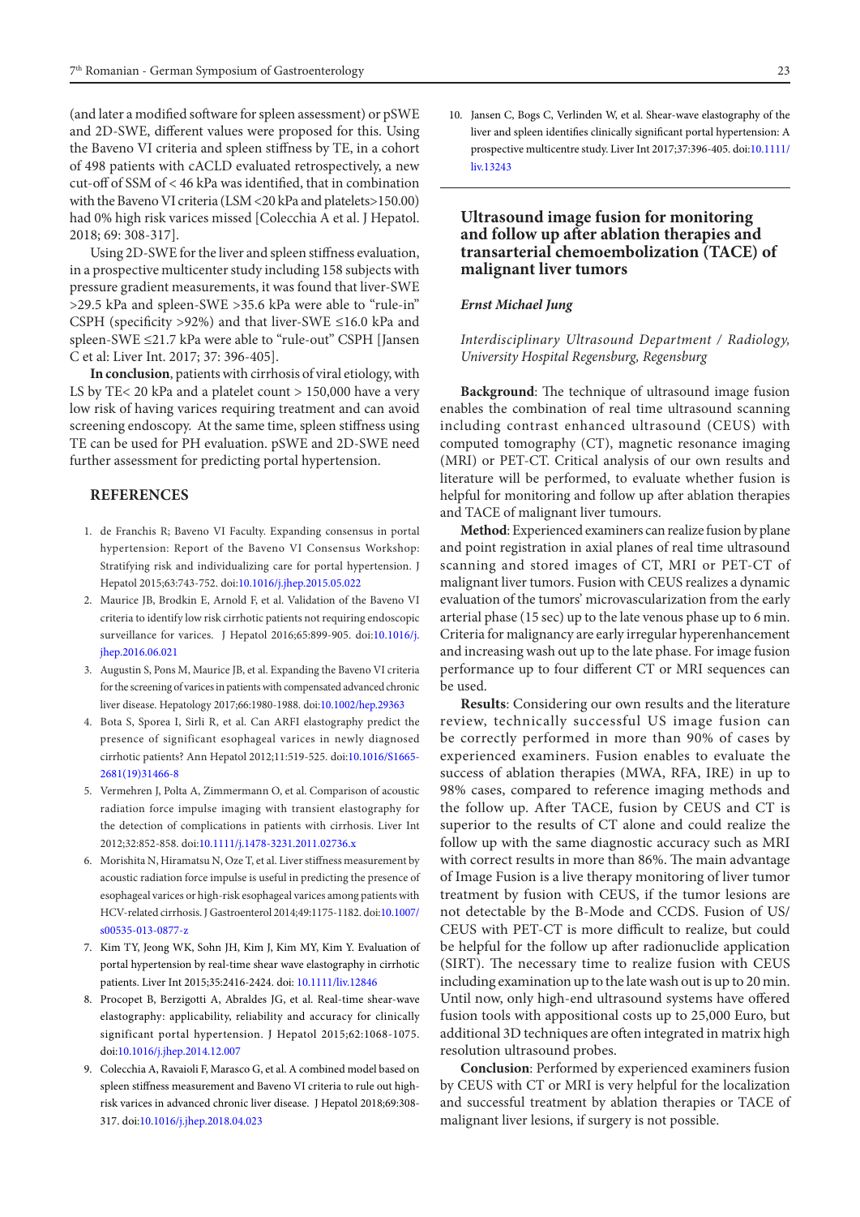(and later a modified software for spleen assessment) or pSWE and 2D-SWE, different values were proposed for this. Using the Baveno VI criteria and spleen stiffness by TE, in a cohort of 498 patients with cACLD evaluated retrospectively, a new cut-off of SSM of < 46 kPa was identified, that in combination with the Baveno VI criteria (LSM <20 kPa and platelets>150.00) had 0% high risk varices missed [Colecchia A et al. J Hepatol. 2018; 69: 308-317].

Using 2D-SWE for the liver and spleen stiffness evaluation, in a prospective multicenter study including 158 subjects with pressure gradient measurements, it was found that liver-SWE >29.5 kPa and spleen-SWE >35.6 kPa were able to "rule-in" CSPH (specificity >92%) and that liver-SWE ≤16.0 kPa and spleen-SWE ≤21.7 kPa were able to "rule-out" CSPH [Jansen C et al: Liver Int. 2017; 37: 396-405].

**In conclusion**, patients with cirrhosis of viral etiology, with LS by TE< 20 kPa and a platelet count > 150,000 have a very low risk of having varices requiring treatment and can avoid screening endoscopy. At the same time, spleen stiffness using TE can be used for PH evaluation. pSWE and 2D-SWE need further assessment for predicting portal hypertension.

## REFERENCES

1. de Franchis R; Baveno VI Faculty. Expanding consensus in portal hypertension: Report of the Baveno VI Consensus Workshop: Stratifying risk and individualizing care for portal hypertension. J Hepatol 2015;63:743-752. doi:10.1016/j.jhep.2015.05.022
2. Maurice JB, Brodkin E, Arnold F, et al. Validation of the Baveno VI criteria to identify low risk cirrhotic patients not requiring endoscopic surveillance for varices. J Hepatol 2016;65:899-905. doi:10.1016/j.jhep.2016.06.021
3. Augustin S, Pons M, Maurice JB, et al. Expanding the Baveno VI criteria for the screening of varices in patients with compensated advanced chronic liver disease. Hepatology 2017;66:1980-1988. doi:10.1002/hep.29363
4. Bota S, Sporea I, Sirli R, et al. Can ARFI elastography predict the presence of significant esophageal varices in newly diagnosed cirrhotic patients? Ann Hepatol 2012;11:519-525. doi:10.1016/S1665-2681(19)31466-8
5. Vermehren J, Polta A, Zimmermann O, et al. Comparison of acoustic radiation force impulse imaging with transient elastography for the detection of complications in patients with cirrhosis. Liver Int 2012;32:852-858. doi:10.1111/j.1478-3231.2011.02736.x
6. Morishita N, Hiramatsu N, Oze T, et al. Liver stiffness measurement by acoustic radiation force impulse is useful in predicting the presence of esophageal varices or high-risk esophageal varices among patients with HCV-related cirrhosis. J Gastroenterol 2014;49:1175-1182. doi:10.1007/s00535-013-0877-z
7. Kim TY, Jeong WK, Sohn JH, Kim J, Kim MY, Kim Y. Evaluation of portal hypertension by real-time shear wave elastography in cirrhotic patients. Liver Int 2015;35:2416-2424. doi: 10.1111/liv.12846
8. Procopet B, Berzigotti A, Abraldes JG, et al. Real-time shear-wave elastography: applicability, reliability and accuracy for clinically significant portal hypertension. J Hepatol 2015;62:1068-1075. doi:10.1016/j.jhep.2014.12.007
9. Colecchia A, Ravaioli F, Marasco G, et al. A combined model based on spleen stiffness measurement and Baveno VI criteria to rule out high-risk varices in advanced chronic liver disease. J Hepatol 2018;69:308-317. doi:10.1016/j.jhep.2018.04.023
10. Jansen C, Bogs C, Verlinden W, et al. Shear-wave elastography of the liver and spleen identifies clinically significant portal hypertension: A prospective multicentre study. Liver Int 2017;37:396-405. doi:10.1111/liv.13243

## Ultrasound image fusion for monitoring and follow up after ablation therapies and transarterial chemoembolization (TACE) of malignant liver tumors

*Ernst Michael Jung*

*Interdisciplinary Ultrasound Department / Radiology, University Hospital Regensburg, Regensburg*

**Background**: The technique of ultrasound image fusion enables the combination of real time ultrasound scanning including contrast enhanced ultrasound (CEUS) with computed tomography (CT), magnetic resonance imaging (MRI) or PET-CT. Critical analysis of our own results and literature will be performed, to evaluate whether fusion is helpful for monitoring and follow up after ablation therapies and TACE of malignant liver tumours.

**Method**: Experienced examiners can realize fusion by plane and point registration in axial planes of real time ultrasound scanning and stored images of CT, MRI or PET-CT of malignant liver tumors. Fusion with CEUS realizes a dynamic evaluation of the tumors' microvascularization from the early arterial phase (15 sec) up to the late venous phase up to 6 min. Criteria for malignancy are early irregular hyperenhancement and increasing wash out up to the late phase. For image fusion performance up to four different CT or MRI sequences can be used.

**Results**: Considering our own results and the literature review, technically successful US image fusion can be correctly performed in more than 90% of cases by experienced examiners. Fusion enables to evaluate the success of ablation therapies (MWA, RFA, IRE) in up to 98% cases, compared to reference imaging methods and the follow up. After TACE, fusion by CEUS and CT is superior to the results of CT alone and could realize the follow up with the same diagnostic accuracy such as MRI with correct results in more than 86%. The main advantage of Image Fusion is a live therapy monitoring of liver tumor treatment by fusion with CEUS, if the tumor lesions are not detectable by the B-Mode and CCDS. Fusion of US/CEUS with PET-CT is more difficult to realize, but could be helpful for the follow up after radionuclide application (SIRT). The necessary time to realize fusion with CEUS including examination up to the late wash out is up to 20 min. Until now, only high-end ultrasound systems have offered fusion tools with appositional costs up to 25,000 Euro, but additional 3D techniques are often integrated in matrix high resolution ultrasound probes.

**Conclusion**: Performed by experienced examiners fusion by CEUS with CT or MRI is very helpful for the localization and successful treatment by ablation therapies or TACE of malignant liver lesions, if surgery is not possible.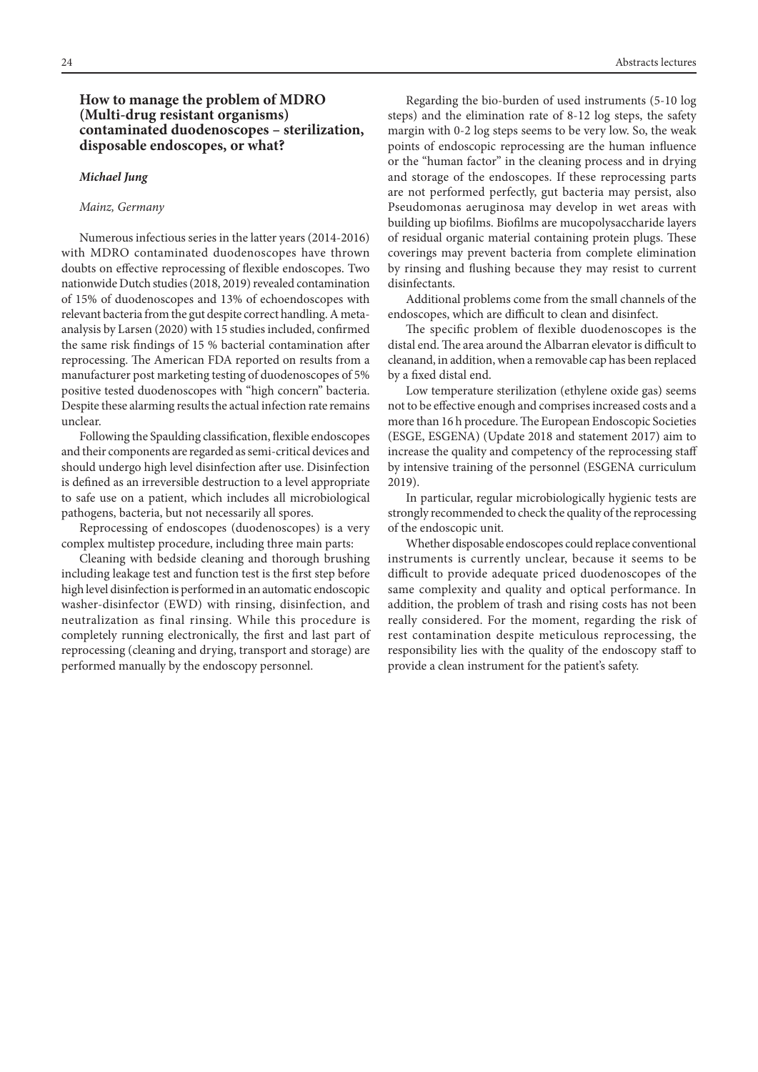## How to manage the problem of MDRO (Multi-drug resistant organisms) contaminated duodenoscopes – sterilization, disposable endoscopes, or what?

***Michael Jung***

*Mainz, Germany*

Numerous infectious series in the latter years (2014-2016) with MDRO contaminated duodenoscopes have thrown doubts on effective reprocessing of flexible endoscopes. Two nationwide Dutch studies (2018, 2019) revealed contamination of 15% of duodenoscopes and 13% of echoendoscopes with relevant bacteria from the gut despite correct handling. A meta-analysis by Larsen (2020) with 15 studies included, confirmed the same risk findings of 15 % bacterial contamination after reprocessing. The American FDA reported on results from a manufacturer post marketing testing of duodenoscopes of 5% positive tested duodenoscopes with "high concern" bacteria. Despite these alarming results the actual infection rate remains unclear.

Following the Spaulding classification, flexible endoscopes and their components are regarded as semi-critical devices and should undergo high level disinfection after use. Disinfection is defined as an irreversible destruction to a level appropriate to safe use on a patient, which includes all microbiological pathogens, bacteria, but not necessarily all spores.

Reprocessing of endoscopes (duodenoscopes) is a very complex multistep procedure, including three main parts:

Cleaning with bedside cleaning and thorough brushing including leakage test and function test is the first step before high level disinfection is performed in an automatic endoscopic washer-disinfector (EWD) with rinsing, disinfection, and neutralization as final rinsing. While this procedure is completely running electronically, the first and last part of reprocessing (cleaning and drying, transport and storage) are performed manually by the endoscopy personnel.

Regarding the bio-burden of used instruments (5-10 log steps) and the elimination rate of 8-12 log steps, the safety margin with 0-2 log steps seems to be very low. So, the weak points of endoscopic reprocessing are the human influence or the "human factor" in the cleaning process and in drying and storage of the endoscopes. If these reprocessing parts are not performed perfectly, gut bacteria may persist, also Pseudomonas aeruginosa may develop in wet areas with building up biofilms. Biofilms are mucopolysaccharide layers of residual organic material containing protein plugs. These coverings may prevent bacteria from complete elimination by rinsing and flushing because they may resist to current disinfectants.

Additional problems come from the small channels of the endoscopes, which are difficult to clean and disinfect.

The specific problem of flexible duodenoscopes is the distal end. The area around the Albarran elevator is difficult to cleanand, in addition, when a removable cap has been replaced by a fixed distal end.

Low temperature sterilization (ethylene oxide gas) seems not to be effective enough and comprises increased costs and a more than 16 h procedure. The European Endoscopic Societies (ESGE, ESGENA) (Update 2018 and statement 2017) aim to increase the quality and competency of the reprocessing staff by intensive training of the personnel (ESGENA curriculum 2019).

In particular, regular microbiologically hygienic tests are strongly recommended to check the quality of the reprocessing of the endoscopic unit.

Whether disposable endoscopes could replace conventional instruments is currently unclear, because it seems to be difficult to provide adequate priced duodenoscopes of the same complexity and quality and optical performance. In addition, the problem of trash and rising costs has not been really considered. For the moment, regarding the risk of rest contamination despite meticulous reprocessing, the responsibility lies with the quality of the endoscopy staff to provide a clean instrument for the patient's safety.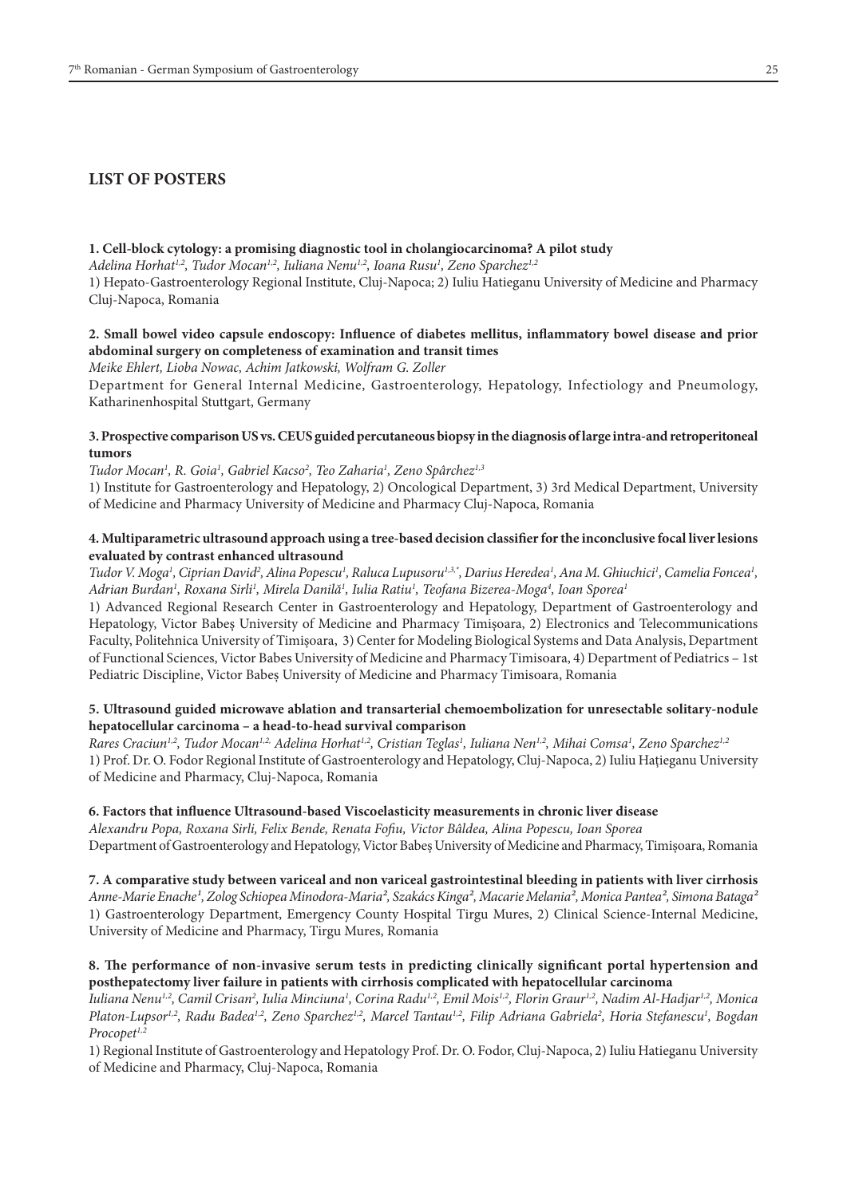## LIST OF POSTERS

**1. Cell-block cytology: a promising diagnostic tool in cholangiocarcinoma? A pilot study**

*Adelina Horhat[1,2], Tudor Mocan[1,2], Iuliana Nenu[1,2], Ioana Rusu[1], Zeno Sparchez[1,2]*

1) Hepato-Gastroenterology Regional Institute, Cluj-Napoca; 2) Iuliu Hatieganu University of Medicine and Pharmacy Cluj-Napoca, Romania

**2. Small bowel video capsule endoscopy: Influence of diabetes mellitus, inflammatory bowel disease and prior abdominal surgery on completeness of examination and transit times**

*Meike Ehlert, Lioba Nowac, Achim Jatkowski, Wolfram G. Zoller*

Department for General Internal Medicine, Gastroenterology, Hepatology, Infectiology and Pneumology, Katharinenhospital Stuttgart, Germany

**3. Prospective comparison US vs. CEUS guided percutaneous biopsy in the diagnosis of large intra-and retroperitoneal tumors**

*Tudor Mocan[1], R. Goia[1], Gabriel Kacso[2], Teo Zaharia[1], Zeno Spârchez[1,3]*

1) Institute for Gastroenterology and Hepatology, 2) Oncological Department, 3) 3rd Medical Department, University of Medicine and Pharmacy University of Medicine and Pharmacy Cluj-Napoca, Romania

**4. Multiparametric ultrasound approach using a tree-based decision classifier for the inconclusive focal liver lesions evaluated by contrast enhanced ultrasound**

*Tudor V. Moga[1], Ciprian David[2], Alina Popescu[1], Raluca Lupusoru[1,3,*], Darius Heredea[1], Ana M. Ghiuchici[1], Camelia Foncea[1], Adrian Burdan[1], Roxana Sirli[1], Mirela Danilă[1], Iulia Ratiu[1], Teofana Bizerea-Moga[4], Ioan Sporea[1]*

1) Advanced Regional Research Center in Gastroenterology and Hepatology, Department of Gastroenterology and Hepatology, Victor Babeș University of Medicine and Pharmacy Timișoara, 2) Electronics and Telecommunications Faculty, Politehnica University of Timișoara, 3) Center for Modeling Biological Systems and Data Analysis, Department of Functional Sciences, Victor Babes University of Medicine and Pharmacy Timisoara, 4) Department of Pediatrics – 1st Pediatric Discipline, Victor Babeș University of Medicine and Pharmacy Timisoara, Romania

**5. Ultrasound guided microwave ablation and transarterial chemoembolization for unresectable solitary-nodule hepatocellular carcinoma – a head-to-head survival comparison**

*Rares Craciun[1,2], Tudor Mocan[1,2], Adelina Horhat[1,2], Cristian Teglas[1], Iuliana Nen[1,2], Mihai Comsa[1], Zeno Sparchez[1,2]*

1) Prof. Dr. O. Fodor Regional Institute of Gastroenterology and Hepatology, Cluj-Napoca, 2) Iuliu Hațieganu University of Medicine and Pharmacy, Cluj-Napoca, Romania

**6. Factors that influence Ultrasound-based Viscoelasticity measurements in chronic liver disease**

*Alexandru Popa, Roxana Sirli, Felix Bende, Renata Fofiu, Victor Bâldea, Alina Popescu, Ioan Sporea*

Department of Gastroenterology and Hepatology, Victor Babeș University of Medicine and Pharmacy, Timișoara, Romania

**7. A comparative study between variceal and non variceal gastrointestinal bleeding in patients with liver cirrhosis**

*Anne-Marie Enache[1], Zolog Schiopea Minodora-Maria[2], Szakács Kinga[2], Macarie Melania[2], Monica Pantea[2], Simona Bataga[2]*

1) Gastroenterology Department, Emergency County Hospital Tirgu Mures, 2) Clinical Science-Internal Medicine, University of Medicine and Pharmacy, Tirgu Mures, Romania

**8. The performance of non-invasive serum tests in predicting clinically significant portal hypertension and posthepatectomy liver failure in patients with cirrhosis complicated with hepatocellular carcinoma**

*Iuliana Nenu[1,2], Camil Crisan[2], Iulia Minciuna[1], Corina Radu[1,2], Emil Mois[1,2], Florin Graur[1,2], Nadim Al-Hadjar[1,2], Monica Platon-Lupsor[1,2], Radu Badea[1,2], Zeno Sparchez[1,2], Marcel Tantau[1,2], Filip Adriana Gabriela[2], Horia Stefanescu[1], Bogdan Procopet[1,2]*

1) Regional Institute of Gastroenterology and Hepatology Prof. Dr. O. Fodor, Cluj-Napoca, 2) Iuliu Hatieganu University of Medicine and Pharmacy, Cluj-Napoca, Romania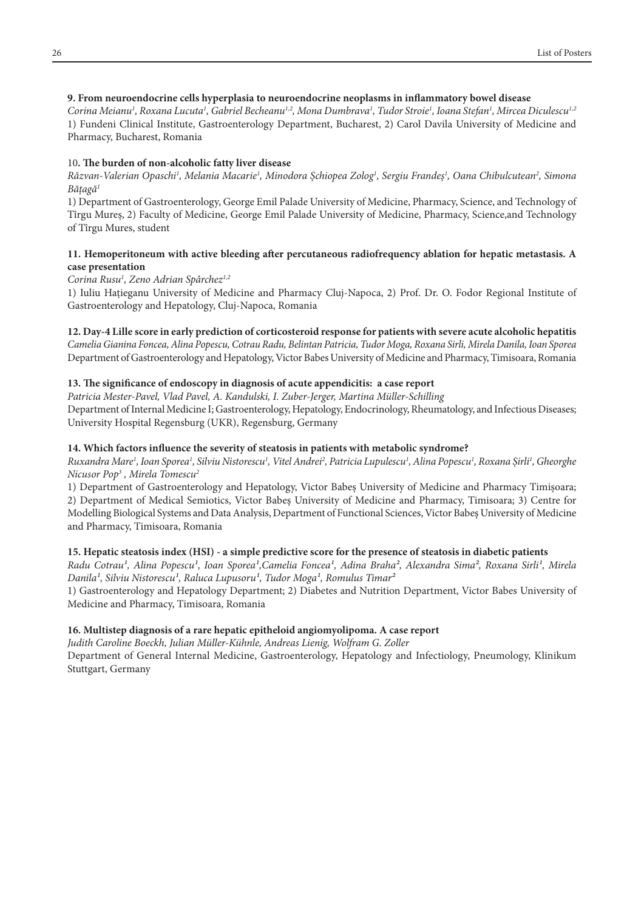**9. From neuroendocrine cells hyperplasia to neuroendocrine neoplasms in inflammatory bowel disease**

*Corina Meianu[1], Roxana Lucuta[1], Gabriel Becheanu[1,2], Mona Dumbrava[1], Tudor Stroie[1], Ioana Stefan[1], Mircea Diculescu[1,2]*

1) Fundeni Clinical Institute, Gastroenterology Department, Bucharest, 2) Carol Davila University of Medicine and Pharmacy, Bucharest, Romania

**10. The burden of non-alcoholic fatty liver disease**

*Răzvan-Valerian Opaschi[1], Melania Macarie[1], Minodora Șchiopea Zolog[1], Sergiu Frandeș[1], Oana Chibulcutean[2], Simona Bățagă[1]*

1) Department of Gastroenterology, George Emil Palade University of Medicine, Pharmacy, Science, and Technology of Tîrgu Mureș, 2) Faculty of Medicine, George Emil Palade University of Medicine, Pharmacy, Science,and Technology of Tîrgu Mures, student

**11. Hemoperitoneum with active bleeding after percutaneous radiofrequency ablation for hepatic metastasis. A case presentation**

*Corina Rusu[1], Zeno Adrian Spârchez[1,2]*

1) Iuliu Hațieganu University of Medicine and Pharmacy Cluj-Napoca, 2) Prof. Dr. O. Fodor Regional Institute of Gastroenterology and Hepatology, Cluj-Napoca, Romania

**12. Day-4 Lille score in early prediction of corticosteroid response for patients with severe acute alcoholic hepatitis**

*Camelia Gianina Foncea, Alina Popescu, Cotrau Radu, Belintan Patricia, Tudor Moga, Roxana Sirli, Mirela Danila, Ioan Sporea*

Department of Gastroenterology and Hepatology, Victor Babes University of Medicine and Pharmacy, Timisoara, Romania

**13. The significance of endoscopy in diagnosis of acute appendicitis: a case report**

*Patricia Mester-Pavel, Vlad Pavel, A. Kandulski, I. Zuber-Jerger, Martina Müller-Schilling*

Department of Internal Medicine I; Gastroenterology, Hepatology, Endocrinology, Rheumatology, and Infectious Diseases; University Hospital Regensburg (UKR), Regensburg, Germany

**14. Which factors influence the severity of steatosis in patients with metabolic syndrome?**

*Ruxandra Mare[1], Ioan Sporea[1], Silviu Nistorescu[1], Vitel Andrei[2], Patricia Lupulescu[1], Alina Popescu[1], Roxana Șirli[1], Gheorghe Nicusor Pop[3], Mirela Tomescu[2]*

1) Department of Gastroenterology and Hepatology, Victor Babeș University of Medicine and Pharmacy Timișoara; 2) Department of Medical Semiotics, Victor Babeș University of Medicine and Pharmacy, Timisoara; 3) Centre for Modelling Biological Systems and Data Analysis, Department of Functional Sciences, Victor Babeș University of Medicine and Pharmacy, Timisoara, Romania

**15. Hepatic steatosis index (HSI) - a simple predictive score for the presence of steatosis in diabetic patients**

*Radu Cotrau[1], Alina Popescu[1], Ioan Sporea[1],Camelia Foncea[1], Adina Braha[2], Alexandra Sima[2], Roxana Sirli[1], Mirela Danila[1], Silviu Nistorescu[1], Raluca Lupusoru[1], Tudor Moga[1], Romulus Timar[2]*

1) Gastroenterology and Hepatology Department; 2) Diabetes and Nutrition Department, Victor Babes University of Medicine and Pharmacy, Timisoara, Romania

**16. Multistep diagnosis of a rare hepatic epitheloid angiomyolipoma. A case report**

*Judith Caroline Boeckh, Julian Müller-Kühnle, Andreas Lienig, Wolfram G. Zoller*

Department of General Internal Medicine, Gastroenterology, Hepatology and Infectiology, Pneumology, Klinikum Stuttgart, Germany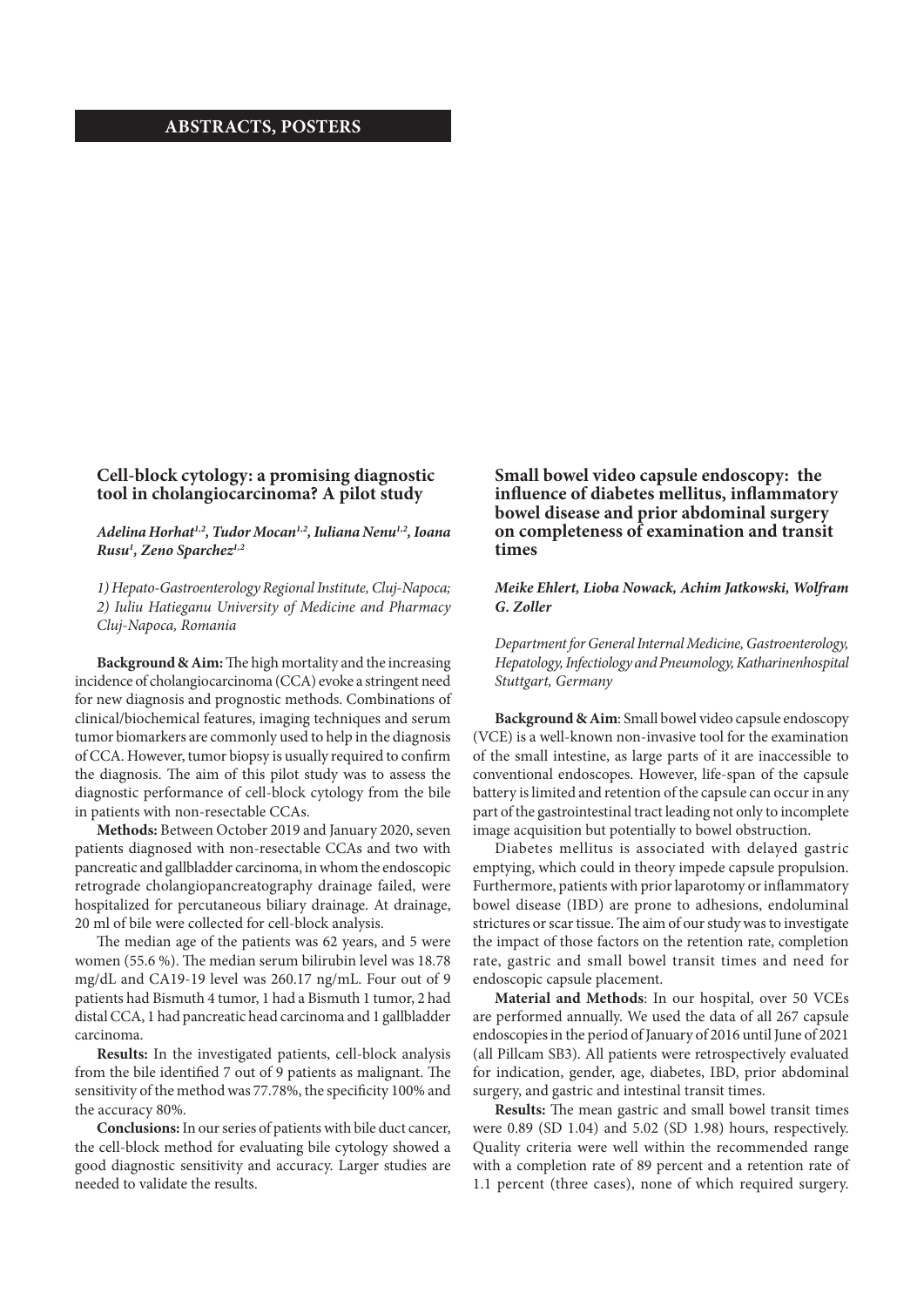## ABSTRACTS, POSTERS

### Cell-block cytology: a promising diagnostic tool in cholangiocarcinoma? A pilot study

***Adelina Horhat[1,2], Tudor Mocan[1,2], Iuliana Nenu[1,2], Ioana Rusu[1], Zeno Sparchez[1,2]***

*1) Hepato-Gastroenterology Regional Institute, Cluj-Napoca; 2) Iuliu Hatieganu University of Medicine and Pharmacy Cluj-Napoca, Romania*

**Background & Aim:** The high mortality and the increasing incidence of cholangiocarcinoma (CCA) evoke a stringent need for new diagnosis and prognostic methods. Combinations of clinical/biochemical features, imaging techniques and serum tumor biomarkers are commonly used to help in the diagnosis of CCA. However, tumor biopsy is usually required to confirm the diagnosis. The aim of this pilot study was to assess the diagnostic performance of cell-block cytology from the bile in patients with non-resectable CCAs.

**Methods:** Between October 2019 and January 2020, seven patients diagnosed with non-resectable CCAs and two with pancreatic and gallbladder carcinoma, in whom the endoscopic retrograde cholangiopancreatography drainage failed, were hospitalized for percutaneous biliary drainage. At drainage, 20 ml of bile were collected for cell-block analysis.

The median age of the patients was 62 years, and 5 were women (55.6 %). The median serum bilirubin level was 18.78 mg/dL and CA19-19 level was 260.17 ng/mL. Four out of 9 patients had Bismuth 4 tumor, 1 had a Bismuth 1 tumor, 2 had distal CCA, 1 had pancreatic head carcinoma and 1 gallbladder carcinoma.

**Results:** In the investigated patients, cell-block analysis from the bile identified 7 out of 9 patients as malignant. The sensitivity of the method was 77.78%, the specificity 100% and the accuracy 80%.

**Conclusions:** In our series of patients with bile duct cancer, the cell-block method for evaluating bile cytology showed a good diagnostic sensitivity and accuracy. Larger studies are needed to validate the results.

### Small bowel video capsule endoscopy: the influence of diabetes mellitus, inflammatory bowel disease and prior abdominal surgery on completeness of examination and transit times

***Meike Ehlert, Lioba Nowack, Achim Jatkowski, Wolfram G. Zoller***

*Department for General Internal Medicine, Gastroenterology, Hepatology, Infectiology and Pneumology, Katharinenhospital Stuttgart, Germany*

**Background & Aim**: Small bowel video capsule endoscopy (VCE) is a well-known non-invasive tool for the examination of the small intestine, as large parts of it are inaccessible to conventional endoscopes. However, life-span of the capsule battery is limited and retention of the capsule can occur in any part of the gastrointestinal tract leading not only to incomplete image acquisition but potentially to bowel obstruction.

Diabetes mellitus is associated with delayed gastric emptying, which could in theory impede capsule propulsion. Furthermore, patients with prior laparotomy or inflammatory bowel disease (IBD) are prone to adhesions, endoluminal strictures or scar tissue. The aim of our study was to investigate the impact of those factors on the retention rate, completion rate, gastric and small bowel transit times and need for endoscopic capsule placement.

**Material and Methods**: In our hospital, over 50 VCEs are performed annually. We used the data of all 267 capsule endoscopies in the period of January of 2016 until June of 2021 (all Pillcam SB3). All patients were retrospectively evaluated for indication, gender, age, diabetes, IBD, prior abdominal surgery, and gastric and intestinal transit times.

**Results:** The mean gastric and small bowel transit times were 0.89 (SD 1.04) and 5.02 (SD 1.98) hours, respectively. Quality criteria were well within the recommended range with a completion rate of 89 percent and a retention rate of 1.1 percent (three cases), none of which required surgery.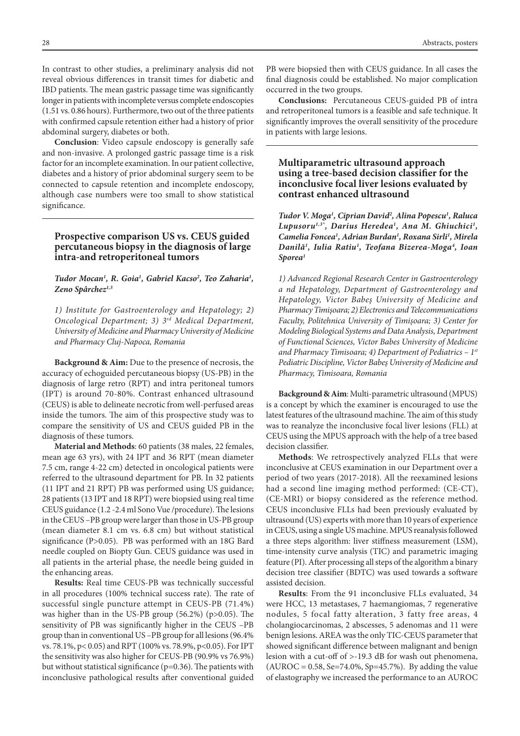In contrast to other studies, a preliminary analysis did not reveal obvious differences in transit times for diabetic and IBD patients. The mean gastric passage time was significantly longer in patients with incomplete versus complete endoscopies (1.51 vs. 0.86 hours). Furthermore, two out of the three patients with confirmed capsule retention either had a history of prior abdominal surgery, diabetes or both.

**Conclusion**: Video capsule endoscopy is generally safe and non-invasive. A prolonged gastric passage time is a risk factor for an incomplete examination. In our patient collective, diabetes and a history of prior abdominal surgery seem to be connected to capsule retention and incomplete endoscopy, although case numbers were too small to show statistical significance.

## Prospective comparison US vs. CEUS guided percutaneous biopsy in the diagnosis of large intra-and retroperitoneal tumors

***Tudor Mocan[1], R. Goia[1], Gabriel Kacso[2], Teo Zaharia[1], Zeno Spârchez[1,3]***

*1) Institute for Gastroenterology and Hepatology; 2) Oncological Department; 3) 3rd Medical Department, University of Medicine and Pharmacy University of Medicine and Pharmacy Cluj-Napoca, Romania*

**Background & Aim:** Due to the presence of necrosis, the accuracy of echoguided percutaneous biopsy (US-PB) in the diagnosis of large retro (RPT) and intra peritoneal tumors (IPT) is around 70-80%. Contrast enhanced ultrasound (CEUS) is able to delineate necrotic from well-perfused areas inside the tumors. The aim of this prospective study was to compare the sensitivity of US and CEUS guided PB in the diagnosis of these tumors.

**Material and Methods**: 60 patients (38 males, 22 females, mean age 63 yrs), with 24 IPT and 36 RPT (mean diameter 7.5 cm, range 4-22 cm) detected in oncological patients were referred to the ultrasound department for PB. In 32 patients (11 IPT and 21 RPT) PB was performed using US guidance; 28 patients (13 IPT and 18 RPT) were biopsied using real time CEUS guidance (1.2 -2.4 ml Sono Vue /procedure). The lesions in the CEUS –PB group were larger than those in US-PB group (mean diameter 8.1 cm vs. 6.8 cm) but without statistical significance (P>0.05). PB was performed with an 18G Bard needle coupled on Biopty Gun. CEUS guidance was used in all patients in the arterial phase, the needle being guided in the enhancing areas.

**Results:** Real time CEUS-PB was technically successful in all procedures (100% technical success rate). The rate of successful single puncture attempt in CEUS-PB (71.4%) was higher than in the US-PB group (56.2%) (p>0.05). The sensitivity of PB was significantly higher in the CEUS –PB group than in conventional US –PB group for all lesions (96.4% vs. 78.1%, p< 0.05) and RPT (100% vs. 78.9%, p<0.05). For IPT the sensitivity was also higher for CEUS-PB (90.9% vs 76.9%) but without statistical significance (p=0.36). The patients with inconclusive pathological results after conventional guided PB were biopsied then with CEUS guidance. In all cases the final diagnosis could be established. No major complication occurred in the two groups.

**Conclusions:** Percutaneous CEUS-guided PB of intra and retroperitoneal tumors is a feasible and safe technique. It significantly improves the overall sensitivity of the procedure in patients with large lesions.

## Multiparametric ultrasound approach using a tree-based decision classifier for the inconclusive focal liver lesions evaluated by contrast enhanced ultrasound

***Tudor V. Moga[1], Ciprian David[2], Alina Popescu[1], Raluca Lupusoru[1,3*], Darius Heredea[1], Ana M. Ghiuchici[1], Camelia Foncea[1], Adrian Burdan[1], Roxana Sirli[1], Mirela Danilă[1], Iulia Ratiu[1], Teofana Bizerea-Moga[4], Ioan Sporea[1]***

*1) Advanced Regional Research Center in Gastroenterology a nd Hepatology, Department of Gastroenterology and Hepatology, Victor Babeș University of Medicine and Pharmacy Timișoara; 2) Electronics and Telecommunications Faculty, Politehnica University of Timișoara; 3) Center for Modeling Biological Systems and Data Analysis, Department of Functional Sciences, Victor Babes University of Medicine and Pharmacy Timisoara; 4) Department of Pediatrics – 1st Pediatric Discipline, Victor Babeș University of Medicine and Pharmacy, Timisoara, Romania*

**Background & Aim**: Multi-parametric ultrasound (MPUS) is a concept by which the examiner is encouraged to use the latest features of the ultrasound machine. The aim of this study was to reanalyze the inconclusive focal liver lesions (FLL) at CEUS using the MPUS approach with the help of a tree based decision classifier.

**Methods**: We retrospectively analyzed FLLs that were inconclusive at CEUS examination in our Department over a period of two years (2017-2018). All the reexamined lesions had a second line imaging method performed: (CE-CT), (CE-MRI) or biopsy considered as the reference method. CEUS inconclusive FLLs had been previously evaluated by ultrasound (US) experts with more than 10 years of experience in CEUS, using a single US machine. MPUS reanalysis followed a three steps algorithm: liver stiffness measurement (LSM), time-intensity curve analysis (TIC) and parametric imaging feature (PI). After processing all steps of the algorithm a binary decision tree classifier (BDTC) was used towards a software assisted decision.

**Results**: From the 91 inconclusive FLLs evaluated, 34 were HCC, 13 metastases, 7 haemangiomas, 7 regenerative nodules, 5 focal fatty alteration, 3 fatty free areas, 4 cholangiocarcinomas, 2 abscesses, 5 adenomas and 11 were benign lesions. AREA was the only TIC-CEUS parameter that showed significant difference between malignant and benign lesion with a cut-off of >-19.3 dB for wash out phenomena, (AUROC = 0.58, Se=74.0%, Sp=45.7%). By adding the value of elastography we increased the performance to an AUROC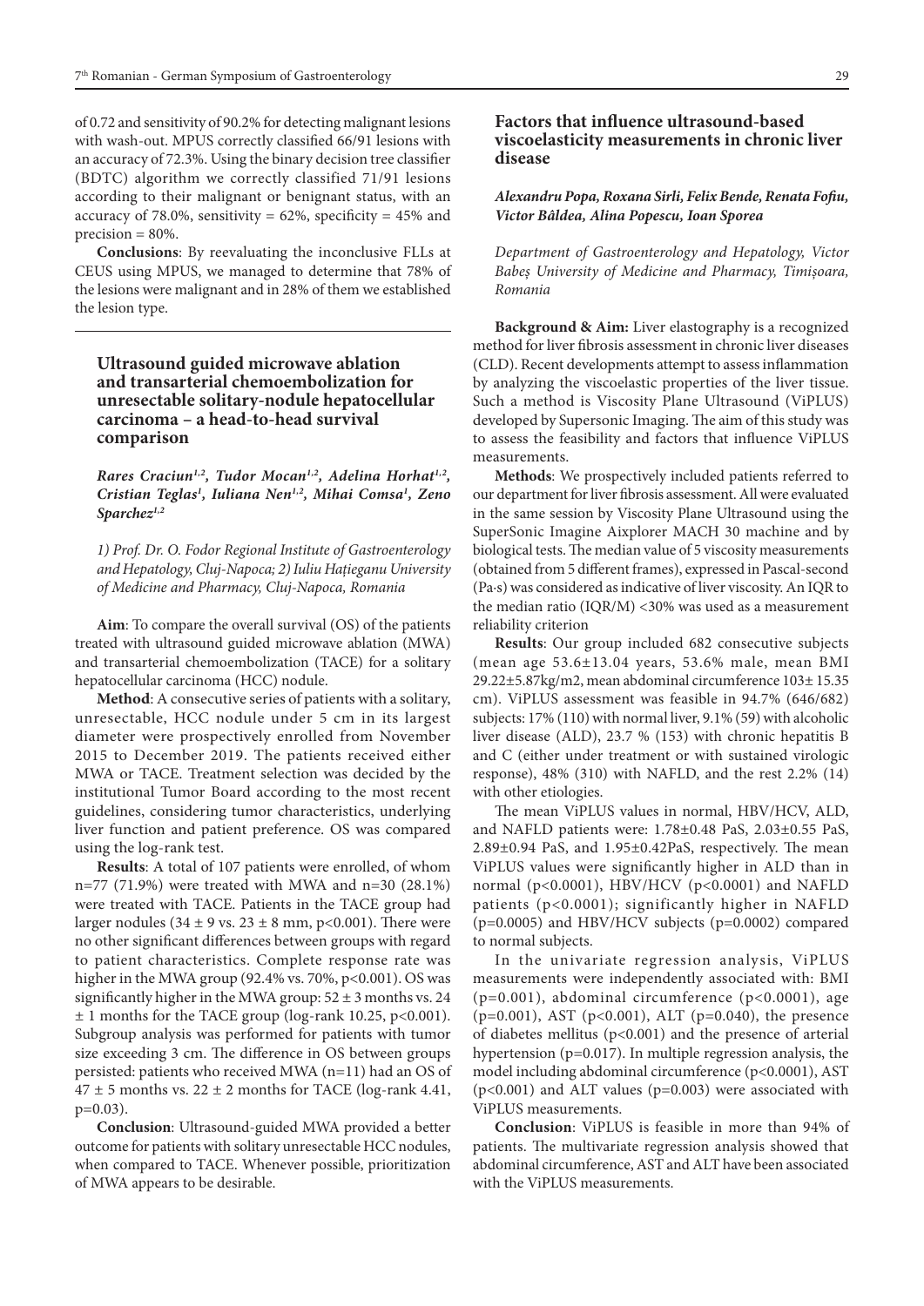of 0.72 and sensitivity of 90.2% for detecting malignant lesions with wash-out. MPUS correctly classified 66/91 lesions with an accuracy of 72.3%. Using the binary decision tree classifier (BDTC) algorithm we correctly classified 71/91 lesions according to their malignant or benignant status, with an accuracy of 78.0%, sensitivity = 62%, specificity = 45% and precision = 80%.

**Conclusions**: By reevaluating the inconclusive FLLs at CEUS using MPUS, we managed to determine that 78% of the lesions were malignant and in 28% of them we established the lesion type.

## Ultrasound guided microwave ablation and transarterial chemoembolization for unresectable solitary-nodule hepatocellular carcinoma – a head-to-head survival comparison

***Rares Craciun[1,2], Tudor Mocan[1,2], Adelina Horhat[1,2], Cristian Teglas[1], Iuliana Nen[1,2], Mihai Comsa[1], Zeno Sparchez[1,2]***

*1) Prof. Dr. O. Fodor Regional Institute of Gastroenterology and Hepatology, Cluj-Napoca; 2) Iuliu Hațieganu University of Medicine and Pharmacy, Cluj-Napoca, Romania*

**Aim**: To compare the overall survival (OS) of the patients treated with ultrasound guided microwave ablation (MWA) and transarterial chemoembolization (TACE) for a solitary hepatocellular carcinoma (HCC) nodule.

**Method**: A consecutive series of patients with a solitary, unresectable, HCC nodule under 5 cm in its largest diameter were prospectively enrolled from November 2015 to December 2019. The patients received either MWA or TACE. Treatment selection was decided by the institutional Tumor Board according to the most recent guidelines, considering tumor characteristics, underlying liver function and patient preference. OS was compared using the log-rank test.

**Results**: A total of 107 patients were enrolled, of whom n=77 (71.9%) were treated with MWA and n=30 (28.1%) were treated with TACE. Patients in the TACE group had larger nodules (34 ± 9 vs. 23 ± 8 mm, p<0.001). There were no other significant differences between groups with regard to patient characteristics. Complete response rate was higher in the MWA group (92.4% vs. 70%, p<0.001). OS was significantly higher in the MWA group: 52 ± 3 months vs. 24 ± 1 months for the TACE group (log-rank 10.25, p<0.001). Subgroup analysis was performed for patients with tumor size exceeding 3 cm. The difference in OS between groups persisted: patients who received MWA (n=11) had an OS of 47 ± 5 months vs. 22 ± 2 months for TACE (log-rank 4.41, p=0.03).

**Conclusion**: Ultrasound-guided MWA provided a better outcome for patients with solitary unresectable HCC nodules, when compared to TACE. Whenever possible, prioritization of MWA appears to be desirable.

## Factors that influence ultrasound-based viscoelasticity measurements in chronic liver disease

***Alexandru Popa, Roxana Sirli, Felix Bende, Renata Fofiu, Victor Bâldea, Alina Popescu, Ioan Sporea***

*Department of Gastroenterology and Hepatology, Victor Babeș University of Medicine and Pharmacy, Timișoara, Romania*

**Background & Aim:** Liver elastography is a recognized method for liver fibrosis assessment in chronic liver diseases (CLD). Recent developments attempt to assess inflammation by analyzing the viscoelastic properties of the liver tissue. Such a method is Viscosity Plane Ultrasound (ViPLUS) developed by Supersonic Imaging. The aim of this study was to assess the feasibility and factors that influence ViPLUS measurements.

**Methods**: We prospectively included patients referred to our department for liver fibrosis assessment. All were evaluated in the same session by Viscosity Plane Ultrasound using the SuperSonic Imagine Aixplorer MACH 30 machine and by biological tests. The median value of 5 viscosity measurements (obtained from 5 different frames), expressed in Pascal-second (Pa·s) was considered as indicative of liver viscosity. An IQR to the median ratio (IQR/M) <30% was used as a measurement reliability criterion

**Results**: Our group included 682 consecutive subjects (mean age 53.6±13.04 years, 53.6% male, mean BMI 29.22±5.87kg/m2, mean abdominal circumference 103± 15.35 cm). ViPLUS assessment was feasible in 94.7% (646/682) subjects: 17% (110) with normal liver, 9.1% (59) with alcoholic liver disease (ALD), 23.7 % (153) with chronic hepatitis B and C (either under treatment or with sustained virologic response), 48% (310) with NAFLD, and the rest 2.2% (14) with other etiologies.

The mean ViPLUS values in normal, HBV/HCV, ALD, and NAFLD patients were: 1.78±0.48 PaS, 2.03±0.55 PaS, 2.89±0.94 PaS, and 1.95±0.42PaS, respectively. The mean ViPLUS values were significantly higher in ALD than in normal (p<0.0001), HBV/HCV (p<0.0001) and NAFLD patients (p<0.0001); significantly higher in NAFLD (p=0.0005) and HBV/HCV subjects (p=0.0002) compared to normal subjects.

In the univariate regression analysis, ViPLUS measurements were independently associated with: BMI (p=0.001), abdominal circumference (p<0.0001), age (p=0.001), AST (p<0.001), ALT (p=0.040), the presence of diabetes mellitus (p<0.001) and the presence of arterial hypertension (p=0.017). In multiple regression analysis, the model including abdominal circumference (p<0.0001), AST (p<0.001) and ALT values (p=0.003) were associated with ViPLUS measurements.

**Conclusion**: ViPLUS is feasible in more than 94% of patients. The multivariate regression analysis showed that abdominal circumference, AST and ALT have been associated with the ViPLUS measurements.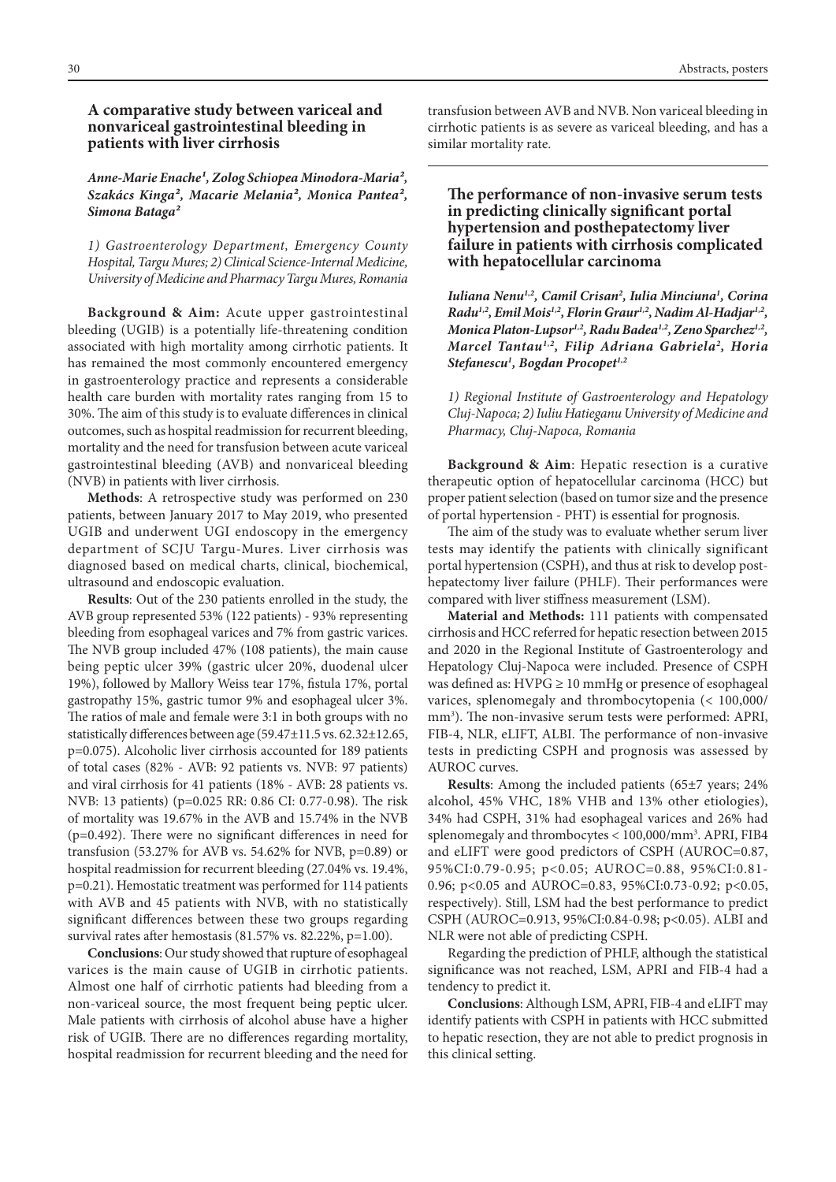## A comparative study between variceal and nonvariceal gastrointestinal bleeding in patients with liver cirrhosis

***Anne-Marie Enache[1], Zolog Schiopea Minodora-Maria[2], Szakács Kinga[2], Macarie Melania[2], Monica Pantea[2], Simona Bataga[2]***

*1) Gastroenterology Department, Emergency County Hospital, Targu Mures; 2) Clinical Science-Internal Medicine, University of Medicine and Pharmacy Targu Mures, Romania*

**Background & Aim:** Acute upper gastrointestinal bleeding (UGIB) is a potentially life-threatening condition associated with high mortality among cirrhotic patients. It has remained the most commonly encountered emergency in gastroenterology practice and represents a considerable health care burden with mortality rates ranging from 15 to 30%. The aim of this study is to evaluate differences in clinical outcomes, such as hospital readmission for recurrent bleeding, mortality and the need for transfusion between acute variceal gastrointestinal bleeding (AVB) and nonvariceal bleeding (NVB) in patients with liver cirrhosis.

**Methods**: A retrospective study was performed on 230 patients, between January 2017 to May 2019, who presented UGIB and underwent UGI endoscopy in the emergency department of SCJU Targu-Mures. Liver cirrhosis was diagnosed based on medical charts, clinical, biochemical, ultrasound and endoscopic evaluation.

**Results**: Out of the 230 patients enrolled in the study, the AVB group represented 53% (122 patients) - 93% representing bleeding from esophageal varices and 7% from gastric varices. The NVB group included 47% (108 patients), the main cause being peptic ulcer 39% (gastric ulcer 20%, duodenal ulcer 19%), followed by Mallory Weiss tear 17%, fistula 17%, portal gastropathy 15%, gastric tumor 9% and esophageal ulcer 3%. The ratios of male and female were 3:1 in both groups with no statistically differences between age (59.47±11.5 vs. 62.32±12.65, p=0.075). Alcoholic liver cirrhosis accounted for 189 patients of total cases (82% - AVB: 92 patients vs. NVB: 97 patients) and viral cirrhosis for 41 patients (18% - AVB: 28 patients vs. NVB: 13 patients) (p=0.025 RR: 0.86 CI: 0.77-0.98). The risk of mortality was 19.67% in the AVB and 15.74% in the NVB (p=0.492). There were no significant differences in need for transfusion (53.27% for AVB vs. 54.62% for NVB, p=0.89) or hospital readmission for recurrent bleeding (27.04% vs. 19.4%, p=0.21). Hemostatic treatment was performed for 114 patients with AVB and 45 patients with NVB, with no statistically significant differences between these two groups regarding survival rates after hemostasis (81.57% vs. 82.22%, p=1.00).

**Conclusions**: Our study showed that rupture of esophageal varices is the main cause of UGIB in cirrhotic patients. Almost one half of cirrhotic patients had bleeding from a non-variceal source, the most frequent being peptic ulcer. Male patients with cirrhosis of alcohol abuse have a higher risk of UGIB. There are no differences regarding mortality, hospital readmission for recurrent bleeding and the need for transfusion between AVB and NVB. Non variceal bleeding in cirrhotic patients is as severe as variceal bleeding, and has a similar mortality rate.

## The performance of non-invasive serum tests in predicting clinically significant portal hypertension and posthepatectomy liver failure in patients with cirrhosis complicated with hepatocellular carcinoma

***Iuliana Nenu[1,2], Camil Crisan[2], Iulia Minciuna[1], Corina Radu[1,2], Emil Mois[1,2], Florin Graur[1,2], Nadim Al-Hadjar[1,2], Monica Platon-Lupsor[1,2], Radu Badea[1,2], Zeno Sparchez[1,2], Marcel Tantau[1,2], Filip Adriana Gabriela[2], Horia Stefanescu[1], Bogdan Procopet[1,2]***

*1) Regional Institute of Gastroenterology and Hepatology Cluj-Napoca; 2) Iuliu Hatieganu University of Medicine and Pharmacy, Cluj-Napoca, Romania*

**Background & Aim**: Hepatic resection is a curative therapeutic option of hepatocellular carcinoma (HCC) but proper patient selection (based on tumor size and the presence of portal hypertension - PHT) is essential for prognosis.

The aim of the study was to evaluate whether serum liver tests may identify the patients with clinically significant portal hypertension (CSPH), and thus at risk to develop post-hepatectomy liver failure (PHLF). Their performances were compared with liver stiffness measurement (LSM).

**Material and Methods:** 111 patients with compensated cirrhosis and HCC referred for hepatic resection between 2015 and 2020 in the Regional Institute of Gastroenterology and Hepatology Cluj-Napoca were included. Presence of CSPH was defined as: HVPG ≥ 10 mmHg or presence of esophageal varices, splenomegaly and thrombocytopenia (< 100,000/mm$^3$). The non-invasive serum tests were performed: APRI, FIB-4, NLR, eLIFT, ALBI. The performance of non-invasive tests in predicting CSPH and prognosis was assessed by AUROC curves.

**Results**: Among the included patients (65±7 years; 24% alcohol, 45% VHC, 18% VHB and 13% other etiologies), 34% had CSPH, 31% had esophageal varices and 26% had splenomegaly and thrombocytes < 100,000/mm$^3$. APRI, FIB4 and eLIFT were good predictors of CSPH (AUROC=0.87, 95%CI:0.79-0.95; p<0.05; AUROC=0.88, 95%CI:0.81-0.96; p<0.05 and AUROC=0.83, 95%CI:0.73-0.92; p<0.05, respectively). Still, LSM had the best performance to predict CSPH (AUROC=0.913, 95%CI:0.84-0.98; p<0.05). ALBI and NLR were not able of predicting CSPH.

Regarding the prediction of PHLF, although the statistical significance was not reached, LSM, APRI and FIB-4 had a tendency to predict it.

**Conclusions**: Although LSM, APRI, FIB-4 and eLIFT may identify patients with CSPH in patients with HCC submitted to hepatic resection, they are not able to predict prognosis in this clinical setting.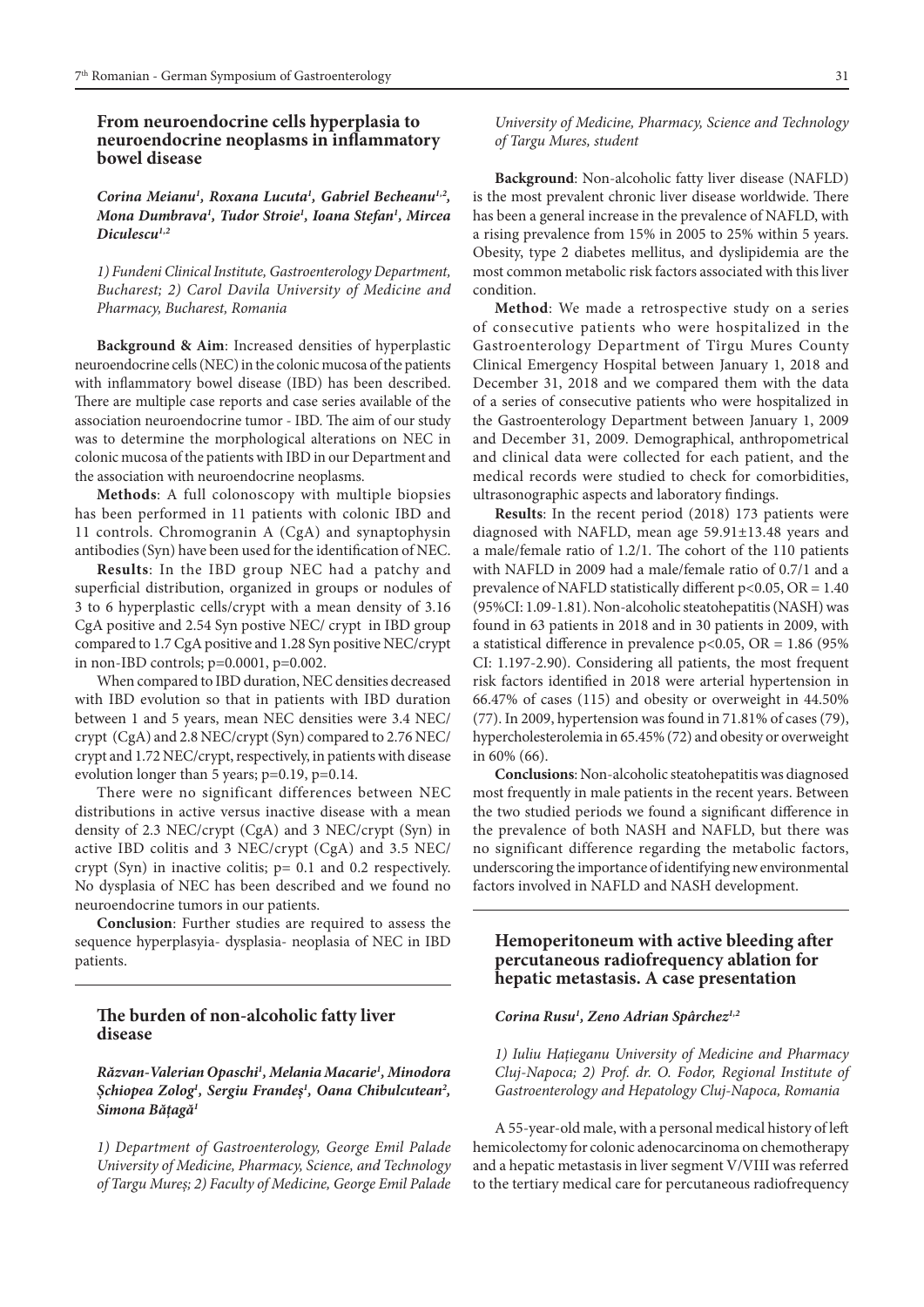## From neuroendocrine cells hyperplasia to neuroendocrine neoplasms in inflammatory bowel disease

*Corina Meianu[1], Roxana Lucuta[1], Gabriel Becheanu[1,2], Mona Dumbrava[1], Tudor Stroie[1], Ioana Stefan[1], Mircea Diculescu[1,2]*

*1) Fundeni Clinical Institute, Gastroenterology Department, Bucharest; 2) Carol Davila University of Medicine and Pharmacy, Bucharest, Romania*

**Background & Aim**: Increased densities of hyperplastic neuroendocrine cells (NEC) in the colonic mucosa of the patients with inflammatory bowel disease (IBD) has been described. There are multiple case reports and case series available of the association neuroendocrine tumor - IBD. The aim of our study was to determine the morphological alterations on NEC in colonic mucosa of the patients with IBD in our Department and the association with neuroendocrine neoplasms.

**Methods**: A full colonoscopy with multiple biopsies has been performed in 11 patients with colonic IBD and 11 controls. Chromogranin A (CgA) and synaptophysin antibodies (Syn) have been used for the identification of NEC.

**Results**: In the IBD group NEC had a patchy and superficial distribution, organized in groups or nodules of 3 to 6 hyperplastic cells/crypt with a mean density of 3.16 CgA positive and 2.54 Syn postive NEC/ crypt in IBD group compared to 1.7 CgA positive and 1.28 Syn positive NEC/crypt in non-IBD controls; p=0.0001, p=0.002.

When compared to IBD duration, NEC densities decreased with IBD evolution so that in patients with IBD duration between 1 and 5 years, mean NEC densities were 3.4 NEC/crypt (CgA) and 2.8 NEC/crypt (Syn) compared to 2.76 NEC/crypt and 1.72 NEC/crypt, respectively, in patients with disease evolution longer than 5 years; p=0.19, p=0.14.

There were no significant differences between NEC distributions in active versus inactive disease with a mean density of 2.3 NEC/crypt (CgA) and 3 NEC/crypt (Syn) in active IBD colitis and 3 NEC/crypt (CgA) and 3.5 NEC/crypt (Syn) in inactive colitis; p= 0.1 and 0.2 respectively. No dysplasia of NEC has been described and we found no neuroendocrine tumors in our patients.

**Conclusion**: Further studies are required to assess the sequence hyperplasyia- dysplasia- neoplasia of NEC in IBD patients.

## The burden of non-alcoholic fatty liver disease

*Răzvan-Valerian Opaschi[1], Melania Macarie[1], Minodora Șchiopea Zolog[1], Sergiu Frandeș[1], Oana Chibulcutean[2], Simona Bățagă[1]*

*1) Department of Gastroenterology, George Emil Palade University of Medicine, Pharmacy, Science, and Technology of Targu Mureș; 2) Faculty of Medicine, George Emil Palade University of Medicine, Pharmacy, Science and Technology of Targu Mures, student*

**Background**: Non-alcoholic fatty liver disease (NAFLD) is the most prevalent chronic liver disease worldwide. There has been a general increase in the prevalence of NAFLD, with a rising prevalence from 15% in 2005 to 25% within 5 years. Obesity, type 2 diabetes mellitus, and dyslipidemia are the most common metabolic risk factors associated with this liver condition.

**Method**: We made a retrospective study on a series of consecutive patients who were hospitalized in the Gastroenterology Department of Tîrgu Mures County Clinical Emergency Hospital between January 1, 2018 and December 31, 2018 and we compared them with the data of a series of consecutive patients who were hospitalized in the Gastroenterology Department between January 1, 2009 and December 31, 2009. Demographical, anthropometrical and clinical data were collected for each patient, and the medical records were studied to check for comorbidities, ultrasonographic aspects and laboratory findings.

**Results**: In the recent period (2018) 173 patients were diagnosed with NAFLD, mean age 59.91±13.48 years and a male/female ratio of 1.2/1. The cohort of the 110 patients with NAFLD in 2009 had a male/female ratio of 0.7/1 and a prevalence of NAFLD statistically different p<0.05, OR = 1.40 (95%CI: 1.09-1.81). Non-alcoholic steatohepatitis (NASH) was found in 63 patients in 2018 and in 30 patients in 2009, with a statistical difference in prevalence p<0.05, OR = 1.86 (95% CI: 1.197-2.90). Considering all patients, the most frequent risk factors identified in 2018 were arterial hypertension in 66.47% of cases (115) and obesity or overweight in 44.50% (77). In 2009, hypertension was found in 71.81% of cases (79), hypercholesterolemia in 65.45% (72) and obesity or overweight in 60% (66).

**Conclusions**: Non-alcoholic steatohepatitis was diagnosed most frequently in male patients in the recent years. Between the two studied periods we found a significant difference in the prevalence of both NASH and NAFLD, but there was no significant difference regarding the metabolic factors, underscoring the importance of identifying new environmental factors involved in NAFLD and NASH development.

## Hemoperitoneum with active bleeding after percutaneous radiofrequency ablation for hepatic metastasis. A case presentation

*Corina Rusu[1], Zeno Adrian Spârchez[1,2]*

*1) Iuliu Hațieganu University of Medicine and Pharmacy Cluj-Napoca; 2) Prof. dr. O. Fodor, Regional Institute of Gastroenterology and Hepatology Cluj-Napoca, Romania*

A 55-year-old male, with a personal medical history of left hemicolectomy for colonic adenocarcinoma on chemotherapy and a hepatic metastasis in liver segment V/VIII was referred to the tertiary medical care for percutaneous radiofrequency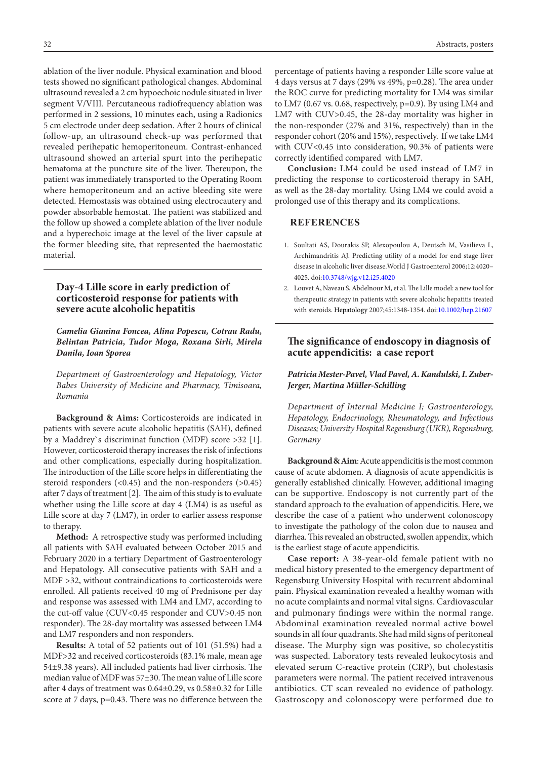ablation of the liver nodule. Physical examination and blood tests showed no significant pathological changes. Abdominal ultrasound revealed a 2 cm hypoechoic nodule situated in liver segment V/VIII. Percutaneous radiofrequency ablation was performed in 2 sessions, 10 minutes each, using a Radionics 5 cm electrode under deep sedation. After 2 hours of clinical follow-up, an ultrasound check-up was performed that revealed perihepatic hemoperitoneum. Contrast-enhanced ultrasound showed an arterial spurt into the perihepatic hematoma at the puncture site of the liver. Thereupon, the patient was immediately transported to the Operating Room where hemoperitoneum and an active bleeding site were detected. Hemostasis was obtained using electrocautery and powder absorbable hemostat. The patient was stabilized and the follow up showed a complete ablation of the liver nodule and a hyperechoic image at the level of the liver capsule at the former bleeding site, that represented the haemostatic material.

## Day-4 Lille score in early prediction of corticosteroid response for patients with severe acute alcoholic hepatitis

***Camelia Gianina Foncea, Alina Popescu, Cotrau Radu, Belintan Patricia, Tudor Moga, Roxana Sirli, Mirela Danila, Ioan Sporea***

*Department of Gastroenterology and Hepatology, Victor Babes University of Medicine and Pharmacy, Timisoara, Romania*

**Background & Aims:** Corticosteroids are indicated in patients with severe acute alcoholic hepatitis (SAH), defined by a Maddrey`s discriminat function (MDF) score >32 [1]. However, corticosteroid therapy increases the risk of infections and other complications, especially during hospitalization. The introduction of the Lille score helps in differentiating the steroid responders (<0.45) and the non-responders (>0.45) after 7 days of treatment [2]. The aim of this study is to evaluate whether using the Lille score at day 4 (LM4) is as useful as Lille score at day 7 (LM7), in order to earlier assess response to therapy.

**Method:** A retrospective study was performed including all patients with SAH evaluated between October 2015 and February 2020 in a tertiary Department of Gastroenterology and Hepatology. All consecutive patients with SAH and a MDF >32, without contraindications to corticosteroids were enrolled. All patients received 40 mg of Prednisone per day and response was assessed with LM4 and LM7, according to the cut-off value (CUV<0.45 responder and CUV>0.45 non responder). The 28-day mortality was assessed between LM4 and LM7 responders and non responders.

**Results:** A total of 52 patients out of 101 (51.5%) had a MDF>32 and received corticosteroids (83.1% male, mean age 54±9.38 years). All included patients had liver cirrhosis. The median value of MDF was 57±30. The mean value of Lille score after 4 days of treatment was 0.64±0.29, vs 0.58±0.32 for Lille score at 7 days, p=0.43. There was no difference between the percentage of patients having a responder Lille score value at 4 days versus at 7 days (29% vs 49%, p=0.28). The area under the ROC curve for predicting mortality for LM4 was similar to LM7 (0.67 vs. 0.68, respectively, p=0.9). By using LM4 and LM7 with CUV>0.45, the 28-day mortality was higher in the non-responder (27% and 31%, respectively) than in the responder cohort (20% and 15%), respectively. If we take LM4 with CUV<0.45 into consideration, 90.3% of patients were correctly identified compared with LM7.

**Conclusion:** LM4 could be used instead of LM7 in predicting the response to corticosteroid therapy in SAH, as well as the 28-day mortality. Using LM4 we could avoid a prolonged use of this therapy and its complications.

### REFERENCES

1. Soultati AS, Dourakis SP, Alexopoulou A, Deutsch M, Vasilieva L, Archimandritis AJ. Predicting utility of a model for end stage liver disease in alcoholic liver disease.World J Gastroenterol 2006;12:4020–4025. doi:10.3748/wjg.v12.i25.4020
2. Louvet A, Naveau S, Abdelnour M, et al. The Lille model: a new tool for therapeutic strategy in patients with severe alcoholic hepatitis treated with steroids. Hepatology 2007;45:1348-1354. doi:10.1002/hep.21607

## The significance of endoscopy in diagnosis of acute appendicitis: a case report

***Patricia Mester-Pavel, Vlad Pavel, A. Kandulski, I. Zuber-Jerger, Martina Müller-Schilling***

*Department of Internal Medicine I; Gastroenterology, Hepatology, Endocrinology, Rheumatology, and Infectious Diseases; University Hospital Regensburg (UKR), Regensburg, Germany*

**Background & Aim**: Acute appendicitis is the most common cause of acute abdomen. A diagnosis of acute appendicitis is generally established clinically. However, additional imaging can be supportive. Endoscopy is not currently part of the standard approach to the evaluation of appendicitis. Here, we describe the case of a patient who underwent colonoscopy to investigate the pathology of the colon due to nausea and diarrhea. This revealed an obstructed, swollen appendix, which is the earliest stage of acute appendicitis.

**Case report:** A 38-year-old female patient with no medical history presented to the emergency department of Regensburg University Hospital with recurrent abdominal pain. Physical examination revealed a healthy woman with no acute complaints and normal vital signs. Cardiovascular and pulmonary findings were within the normal range. Abdominal examination revealed normal active bowel sounds in all four quadrants. She had mild signs of peritoneal disease. The Murphy sign was positive, so cholecystitis was suspected. Laboratory tests revealed leukocytosis and elevated serum C-reactive protein (CRP), but cholestasis parameters were normal. The patient received intravenous antibiotics. CT scan revealed no evidence of pathology. Gastroscopy and colonoscopy were performed due to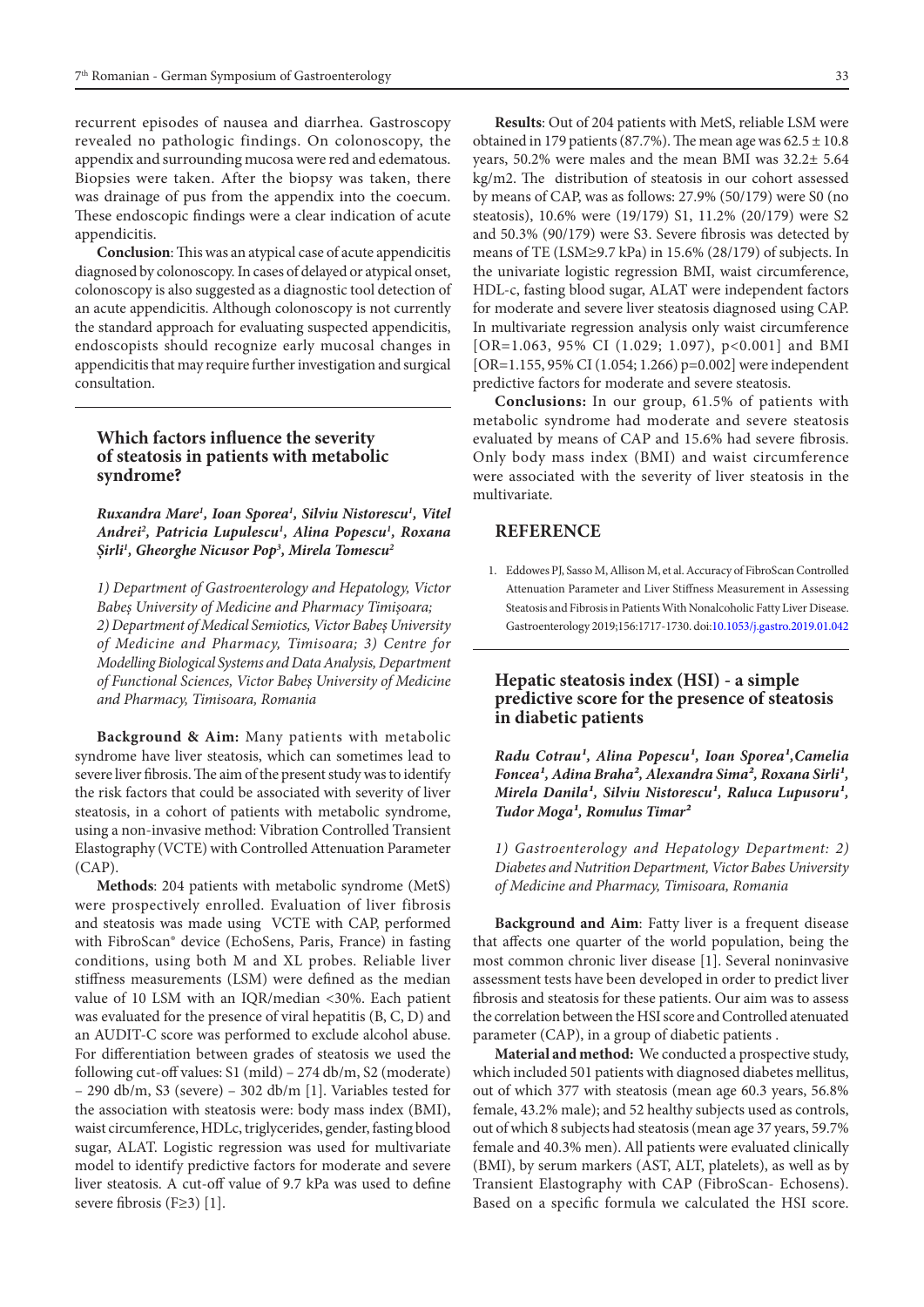recurrent episodes of nausea and diarrhea. Gastroscopy revealed no pathologic findings. On colonoscopy, the appendix and surrounding mucosa were red and edematous. Biopsies were taken. After the biopsy was taken, there was drainage of pus from the appendix into the coecum. These endoscopic findings were a clear indication of acute appendicitis.

**Conclusion**: This was an atypical case of acute appendicitis diagnosed by colonoscopy. In cases of delayed or atypical onset, colonoscopy is also suggested as a diagnostic tool detection of an acute appendicitis. Although colonoscopy is not currently the standard approach for evaluating suspected appendicitis, endoscopists should recognize early mucosal changes in appendicitis that may require further investigation and surgical consultation.

## Which factors influence the severity of steatosis in patients with metabolic syndrome?

*Ruxandra Mare[1], Ioan Sporea[1], Silviu Nistorescu[1], Vitel Andrei[2], Patricia Lupulescu[1], Alina Popescu[1], Roxana Şirli[1], Gheorghe Nicusor Pop[3], Mirela Tomescu[2]*

*1) Department of Gastroenterology and Hepatology, Victor Babeș University of Medicine and Pharmacy Timișoara; 2) Department of Medical Semiotics, Victor Babeș University of Medicine and Pharmacy, Timisoara; 3) Centre for Modelling Biological Systems and Data Analysis, Department of Functional Sciences, Victor Babeș University of Medicine and Pharmacy, Timisoara, Romania*

**Background & Aim:** Many patients with metabolic syndrome have liver steatosis, which can sometimes lead to severe liver fibrosis. The aim of the present study was to identify the risk factors that could be associated with severity of liver steatosis, in a cohort of patients with metabolic syndrome, using a non-invasive method: Vibration Controlled Transient Elastography (VCTE) with Controlled Attenuation Parameter (CAP).

**Methods**: 204 patients with metabolic syndrome (MetS) were prospectively enrolled. Evaluation of liver fibrosis and steatosis was made using VCTE with CAP, performed with FibroScan® device (EchoSens, Paris, France) in fasting conditions, using both M and XL probes. Reliable liver stiffness measurements (LSM) were defined as the median value of 10 LSM with an IQR/median <30%. Each patient was evaluated for the presence of viral hepatitis (B, C, D) and an AUDIT-C score was performed to exclude alcohol abuse. For differentiation between grades of steatosis we used the following cut-off values: S1 (mild) – 274 db/m, S2 (moderate) – 290 db/m, S3 (severe) – 302 db/m [1]. Variables tested for the association with steatosis were: body mass index (BMI), waist circumference, HDLc, triglycerides, gender, fasting blood sugar, ALAT. Logistic regression was used for multivariate model to identify predictive factors for moderate and severe liver steatosis. A cut-off value of 9.7 kPa was used to define severe fibrosis (F≥3) [1].

**Results**: Out of 204 patients with MetS, reliable LSM were obtained in 179 patients (87.7%). The mean age was 62.5 ± 10.8 years, 50.2% were males and the mean BMI was 32.2± 5.64 kg/m2. The distribution of steatosis in our cohort assessed by means of CAP, was as follows: 27.9% (50/179) were S0 (no steatosis), 10.6% were (19/179) S1, 11.2% (20/179) were S2 and 50.3% (90/179) were S3. Severe fibrosis was detected by means of TE (LSM≥9.7 kPa) in 15.6% (28/179) of subjects. In the univariate logistic regression BMI, waist circumference, HDL-c, fasting blood sugar, ALAT were independent factors for moderate and severe liver steatosis diagnosed using CAP. In multivariate regression analysis only waist circumference [OR=1.063, 95% CI (1.029; 1.097), p<0.001] and BMI [OR=1.155, 95% CI (1.054; 1.266) p=0.002] were independent predictive factors for moderate and severe steatosis.

**Conclusions:** In our group, 61.5% of patients with metabolic syndrome had moderate and severe steatosis evaluated by means of CAP and 15.6% had severe fibrosis. Only body mass index (BMI) and waist circumference were associated with the severity of liver steatosis in the multivariate.

### REFERENCE

1. Eddowes PJ, Sasso M, Allison M, et al. Accuracy of FibroScan Controlled Attenuation Parameter and Liver Stiffness Measurement in Assessing Steatosis and Fibrosis in Patients With Nonalcoholic Fatty Liver Disease. Gastroenterology 2019;156:1717-1730. doi:10.1053/j.gastro.2019.01.042

## Hepatic steatosis index (HSI) - a simple predictive score for the presence of steatosis in diabetic patients

*Radu Cotrau[1], Alina Popescu[1], Ioan Sporea[1],Camelia Foncea[1], Adina Braha[2], Alexandra Sima[2], Roxana Sirli[1], Mirela Danila[1], Silviu Nistorescu[1], Raluca Lupusoru[1], Tudor Moga[1], Romulus Timar[2]*

*1) Gastroenterology and Hepatology Department: 2) Diabetes and Nutrition Department, Victor Babes University of Medicine and Pharmacy, Timisoara, Romania*

**Background and Aim**: Fatty liver is a frequent disease that affects one quarter of the world population, being the most common chronic liver disease [1]. Several noninvasive assessment tests have been developed in order to predict liver fibrosis and steatosis for these patients. Our aim was to assess the correlation between the HSI score and Controlled atenuated parameter (CAP), in a group of diabetic patients .

**Material and method:** We conducted a prospective study, which included 501 patients with diagnosed diabetes mellitus, out of which 377 with steatosis (mean age 60.3 years, 56.8% female, 43.2% male); and 52 healthy subjects used as controls, out of which 8 subjects had steatosis (mean age 37 years, 59.7% female and 40.3% men). All patients were evaluated clinically (BMI), by serum markers (AST, ALT, platelets), as well as by Transient Elastography with CAP (FibroScan- Echosens). Based on a specific formula we calculated the HSI score.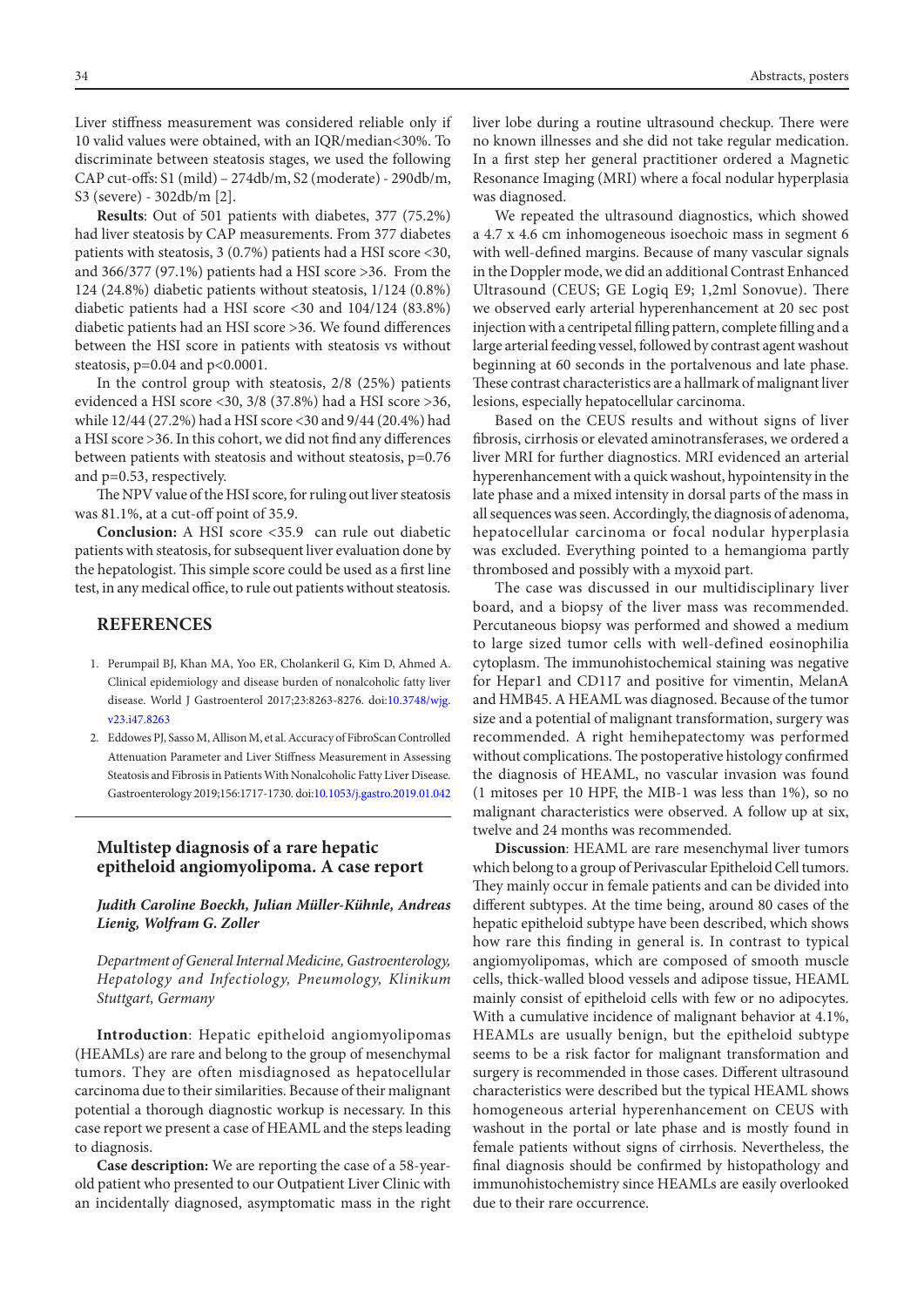Liver stiffness measurement was considered reliable only if 10 valid values were obtained, with an IQR/median<30%. To discriminate between steatosis stages, we used the following CAP cut-offs: S1 (mild) – 274db/m, S2 (moderate) - 290db/m, S3 (severe) - 302db/m [2].

**Results**: Out of 501 patients with diabetes, 377 (75.2%) had liver steatosis by CAP measurements. From 377 diabetes patients with steatosis, 3 (0.7%) patients had a HSI score <30, and 366/377 (97.1%) patients had a HSI score >36. From the 124 (24.8%) diabetic patients without steatosis, 1/124 (0.8%) diabetic patients had a HSI score <30 and 104/124 (83.8%) diabetic patients had an HSI score >36. We found differences between the HSI score in patients with steatosis vs without steatosis, p=0.04 and p<0.0001.

In the control group with steatosis, 2/8 (25%) patients evidenced a HSI score <30, 3/8 (37.8%) had a HSI score >36, while 12/44 (27.2%) had a HSI score <30 and 9/44 (20.4%) had a HSI score >36. In this cohort, we did not find any differences between patients with steatosis and without steatosis, p=0.76 and p=0.53, respectively.

The NPV value of the HSI score, for ruling out liver steatosis was 81.1%, at a cut-off point of 35.9.

**Conclusion:** A HSI score <35.9 can rule out diabetic patients with steatosis, for subsequent liver evaluation done by the hepatologist. This simple score could be used as a first line test, in any medical office, to rule out patients without steatosis.

## REFERENCES

1. Perumpail BJ, Khan MA, Yoo ER, Cholankeril G, Kim D, Ahmed A. Clinical epidemiology and disease burden of nonalcoholic fatty liver disease. World J Gastroenterol 2017;23:8263-8276. doi:10.3748/wjg.v23.i47.8263
2. Eddowes PJ, Sasso M, Allison M, et al. Accuracy of FibroScan Controlled Attenuation Parameter and Liver Stiffness Measurement in Assessing Steatosis and Fibrosis in Patients With Nonalcoholic Fatty Liver Disease. Gastroenterology 2019;156:1717-1730. doi:10.1053/j.gastro.2019.01.042

## Multistep diagnosis of a rare hepatic epitheloid angiomyolipoma. A case report

***Judith Caroline Boeckh, Julian Müller-Kühnle, Andreas Lienig, Wolfram G. Zoller***

*Department of General Internal Medicine, Gastroenterology, Hepatology and Infectiology, Pneumology, Klinikum Stuttgart, Germany*

**Introduction**: Hepatic epitheloid angiomyolipomas (HEAMLs) are rare and belong to the group of mesenchymal tumors. They are often misdiagnosed as hepatocellular carcinoma due to their similarities. Because of their malignant potential a thorough diagnostic workup is necessary. In this case report we present a case of HEAML and the steps leading to diagnosis.

**Case description:** We are reporting the case of a 58-year-old patient who presented to our Outpatient Liver Clinic with an incidentally diagnosed, asymptomatic mass in the right liver lobe during a routine ultrasound checkup. There were no known illnesses and she did not take regular medication. In a first step her general practitioner ordered a Magnetic Resonance Imaging (MRI) where a focal nodular hyperplasia was diagnosed.

We repeated the ultrasound diagnostics, which showed a 4.7 x 4.6 cm inhomogeneous isoechoic mass in segment 6 with well-defined margins. Because of many vascular signals in the Doppler mode, we did an additional Contrast Enhanced Ultrasound (CEUS; GE Logiq E9; 1,2ml Sonovue). There we observed early arterial hyperenhancement at 20 sec post injection with a centripetal filling pattern, complete filling and a large arterial feeding vessel, followed by contrast agent washout beginning at 60 seconds in the portalvenous and late phase. These contrast characteristics are a hallmark of malignant liver lesions, especially hepatocellular carcinoma.

Based on the CEUS results and without signs of liver fibrosis, cirrhosis or elevated aminotransferases, we ordered a liver MRI for further diagnostics. MRI evidenced an arterial hyperenhancement with a quick washout, hypointensity in the late phase and a mixed intensity in dorsal parts of the mass in all sequences was seen. Accordingly, the diagnosis of adenoma, hepatocellular carcinoma or focal nodular hyperplasia was excluded. Everything pointed to a hemangioma partly thrombosed and possibly with a myxoid part.

The case was discussed in our multidisciplinary liver board, and a biopsy of the liver mass was recommended. Percutaneous biopsy was performed and showed a medium to large sized tumor cells with well-defined eosinophilia cytoplasm. The immunohistochemical staining was negative for Hepar1 and CD117 and positive for vimentin, MelanA and HMB45. A HEAML was diagnosed. Because of the tumor size and a potential of malignant transformation, surgery was recommended. A right hemihepatectomy was performed without complications. The postoperative histology confirmed the diagnosis of HEAML, no vascular invasion was found (1 mitoses per 10 HPF, the MIB-1 was less than 1%), so no malignant characteristics were observed. A follow up at six, twelve and 24 months was recommended.

**Discussion**: HEAML are rare mesenchymal liver tumors which belong to a group of Perivascular Epitheloid Cell tumors. They mainly occur in female patients and can be divided into different subtypes. At the time being, around 80 cases of the hepatic epitheloid subtype have been described, which shows how rare this finding in general is. In contrast to typical angiomyolipomas, which are composed of smooth muscle cells, thick-walled blood vessels and adipose tissue, HEAML mainly consist of epitheloid cells with few or no adipocytes. With a cumulative incidence of malignant behavior at 4.1%, HEAMLs are usually benign, but the epitheloid subtype seems to be a risk factor for malignant transformation and surgery is recommended in those cases. Different ultrasound characteristics were described but the typical HEAML shows homogeneous arterial hyperenhancement on CEUS with washout in the portal or late phase and is mostly found in female patients without signs of cirrhosis. Nevertheless, the final diagnosis should be confirmed by histopathology and immunohistochemistry since HEAMLs are easily overlooked due to their rare occurrence.